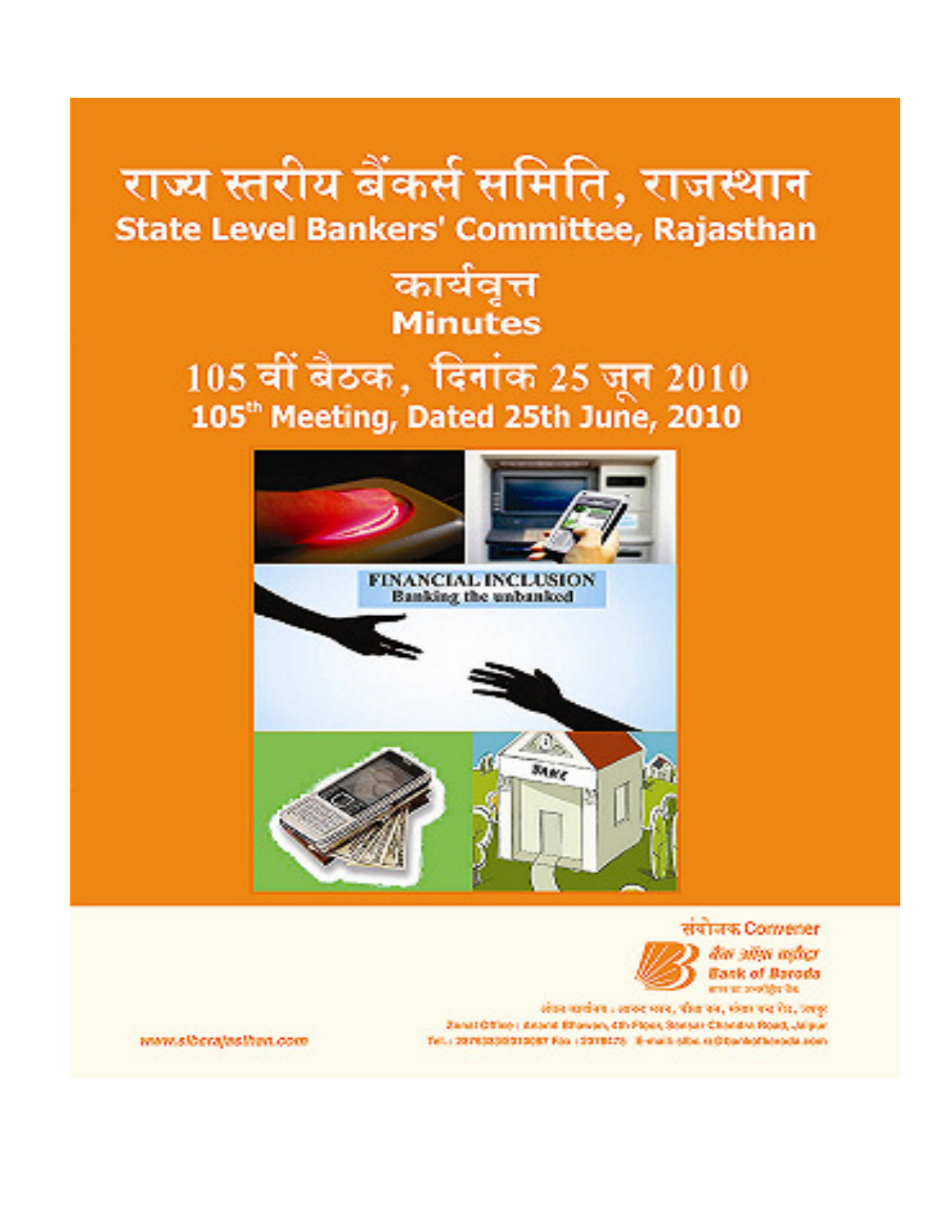# राज्य स्तरीय बैंकर्स समिति, राजस्थान
# State Level Bankers' Committee, Rajasthan

## कार्यवृत्त
## Minutes

## 105 वीं बैठक, दिनांक 25 जून 2010
## 105th Meeting, Dated 25th June, 2010

FINANCIAL INCLUSION
Banking the unbanked

संयोजक Convener

बैंक ऑफ़ बड़ौदा
Bank of Baroda

www.slberajasthan.com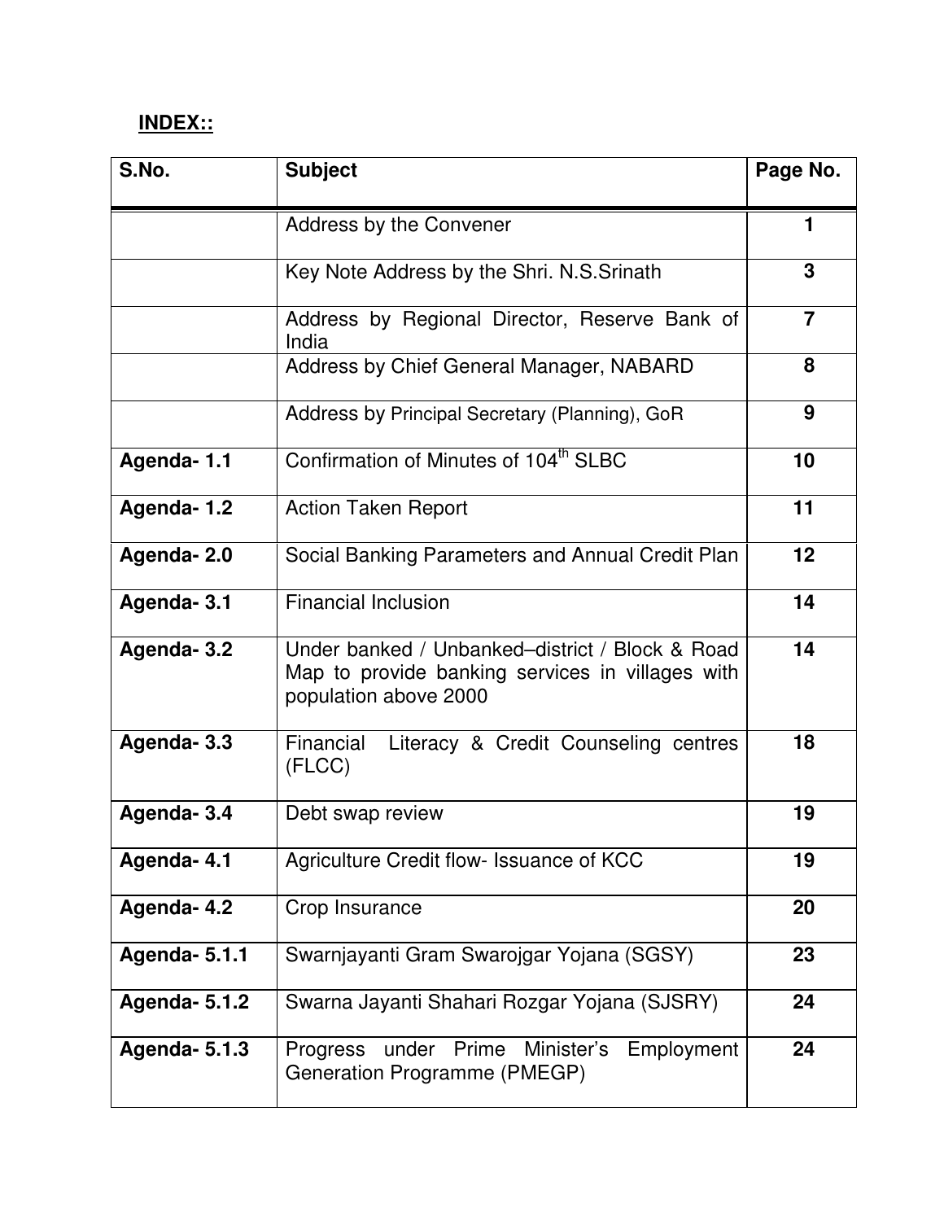**INDEX::**

| S.No. | Subject | Page No. |
|---|---|---|
| | Address by the Convener | 1 |
| | Key Note Address by the Shri. N.S.Srinath | 3 |
| | Address by Regional Director, Reserve Bank of India | 7 |
| | Address by Chief General Manager, NABARD | 8 |
| | Address by Principal Secretary (Planning), GoR | 9 |
| **Agenda- 1.1** | Confirmation of Minutes of 104th SLBC | 10 |
| **Agenda- 1.2** | Action Taken Report | 11 |
| **Agenda- 2.0** | Social Banking Parameters and Annual Credit Plan | 12 |
| **Agenda- 3.1** | Financial Inclusion | 14 |
| **Agenda- 3.2** | Under banked / Unbanked–district / Block & Road Map to provide banking services in villages with population above 2000 | 14 |
| **Agenda- 3.3** | Financial Literacy & Credit Counseling centres (FLCC) | 18 |
| **Agenda- 3.4** | Debt swap review | 19 |
| **Agenda- 4.1** | Agriculture Credit flow- Issuance of KCC | 19 |
| **Agenda- 4.2** | Crop Insurance | 20 |
| **Agenda- 5.1.1** | Swarnjayanti Gram Swarojgar Yojana (SGSY) | 23 |
| **Agenda- 5.1.2** | Swarna Jayanti Shahari Rozgar Yojana (SJSRY) | 24 |
| **Agenda- 5.1.3** | Progress under Prime Minister's Employment Generation Programme (PMEGP) | 24 |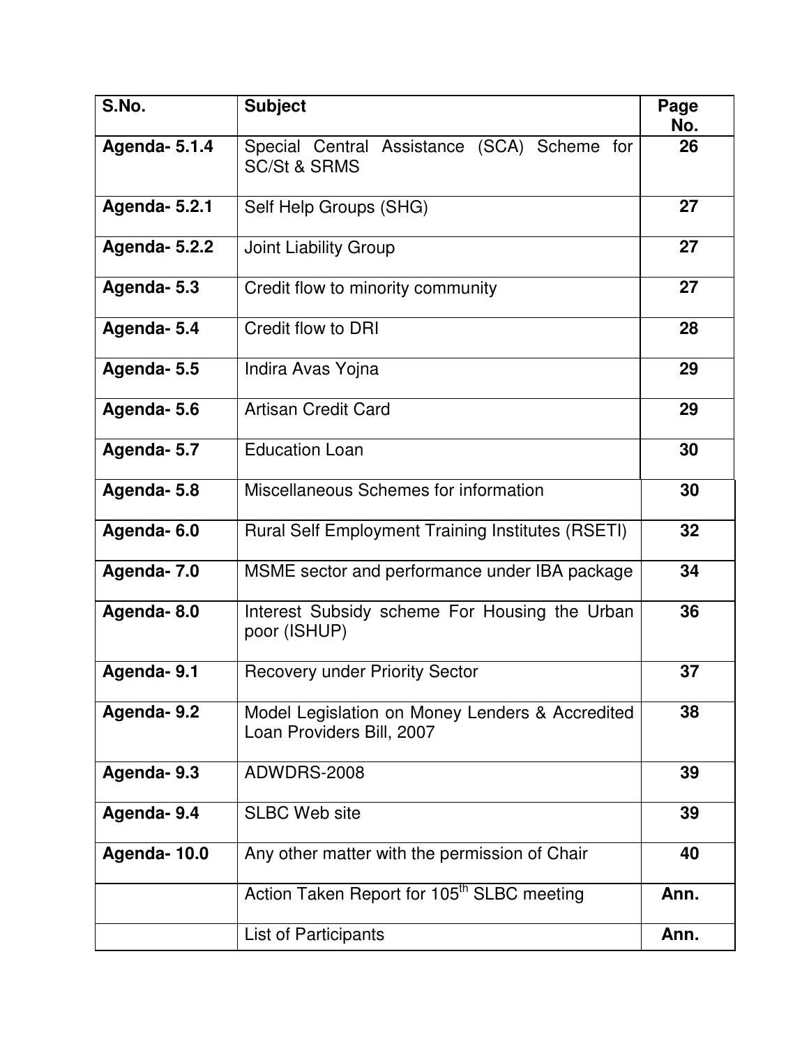| S.No. | Subject | Page No. |
|---|---|---|
| **Agenda- 5.1.4** | Special Central Assistance (SCA) Scheme for SC/St & SRMS | **26** |
| **Agenda- 5.2.1** | Self Help Groups (SHG) | **27** |
| **Agenda- 5.2.2** | Joint Liability Group | **27** |
| **Agenda- 5.3** | Credit flow to minority community | **27** |
| **Agenda- 5.4** | Credit flow to DRI | **28** |
| **Agenda- 5.5** | Indira Avas Yojna | **29** |
| **Agenda- 5.6** | Artisan Credit Card | **29** |
| **Agenda- 5.7** | Education Loan | **30** |
| **Agenda- 5.8** | Miscellaneous Schemes for information | **30** |
| **Agenda- 6.0** | Rural Self Employment Training Institutes (RSETI) | **32** |
| **Agenda- 7.0** | MSME sector and performance under IBA package | **34** |
| **Agenda- 8.0** | Interest Subsidy scheme For Housing the Urban poor (ISHUP) | **36** |
| **Agenda- 9.1** | Recovery under Priority Sector | **37** |
| **Agenda- 9.2** | Model Legislation on Money Lenders & Accredited Loan Providers Bill, 2007 | **38** |
| **Agenda- 9.3** | ADWDRS-2008 | **39** |
| **Agenda- 9.4** | SLBC Web site | **39** |
| **Agenda- 10.0** | Any other matter with the permission of Chair | **40** |
| | Action Taken Report for 105th SLBC meeting | **Ann.** |
| | List of Participants | **Ann.** |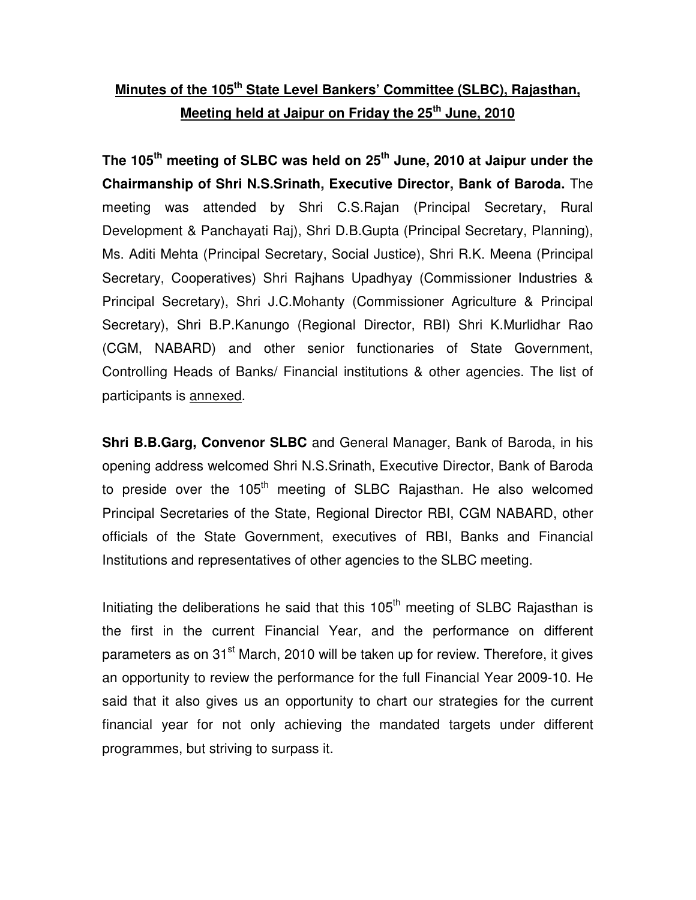**Minutes of the 105th State Level Bankers' Committee (SLBC), Rajasthan, Meeting held at Jaipur on Friday the 25th June, 2010**

**The 105th meeting of SLBC was held on 25th June, 2010 at Jaipur under the Chairmanship of Shri N.S.Srinath, Executive Director, Bank of Baroda.** The meeting was attended by Shri C.S.Rajan (Principal Secretary, Rural Development & Panchayati Raj), Shri D.B.Gupta (Principal Secretary, Planning), Ms. Aditi Mehta (Principal Secretary, Social Justice), Shri R.K. Meena (Principal Secretary, Cooperatives) Shri Rajhans Upadhyay (Commissioner Industries & Principal Secretary), Shri J.C.Mohanty (Commissioner Agriculture & Principal Secretary), Shri B.P.Kanungo (Regional Director, RBI) Shri K.Murlidhar Rao (CGM, NABARD) and other senior functionaries of State Government, Controlling Heads of Banks/ Financial institutions & other agencies. The list of participants is annexed.

**Shri B.B.Garg, Convenor SLBC** and General Manager, Bank of Baroda, in his opening address welcomed Shri N.S.Srinath, Executive Director, Bank of Baroda to preside over the 105th meeting of SLBC Rajasthan. He also welcomed Principal Secretaries of the State, Regional Director RBI, CGM NABARD, other officials of the State Government, executives of RBI, Banks and Financial Institutions and representatives of other agencies to the SLBC meeting.

Initiating the deliberations he said that this 105th meeting of SLBC Rajasthan is the first in the current Financial Year, and the performance on different parameters as on 31st March, 2010 will be taken up for review. Therefore, it gives an opportunity to review the performance for the full Financial Year 2009-10. He said that it also gives us an opportunity to chart our strategies for the current financial year for not only achieving the mandated targets under different programmes, but striving to surpass it.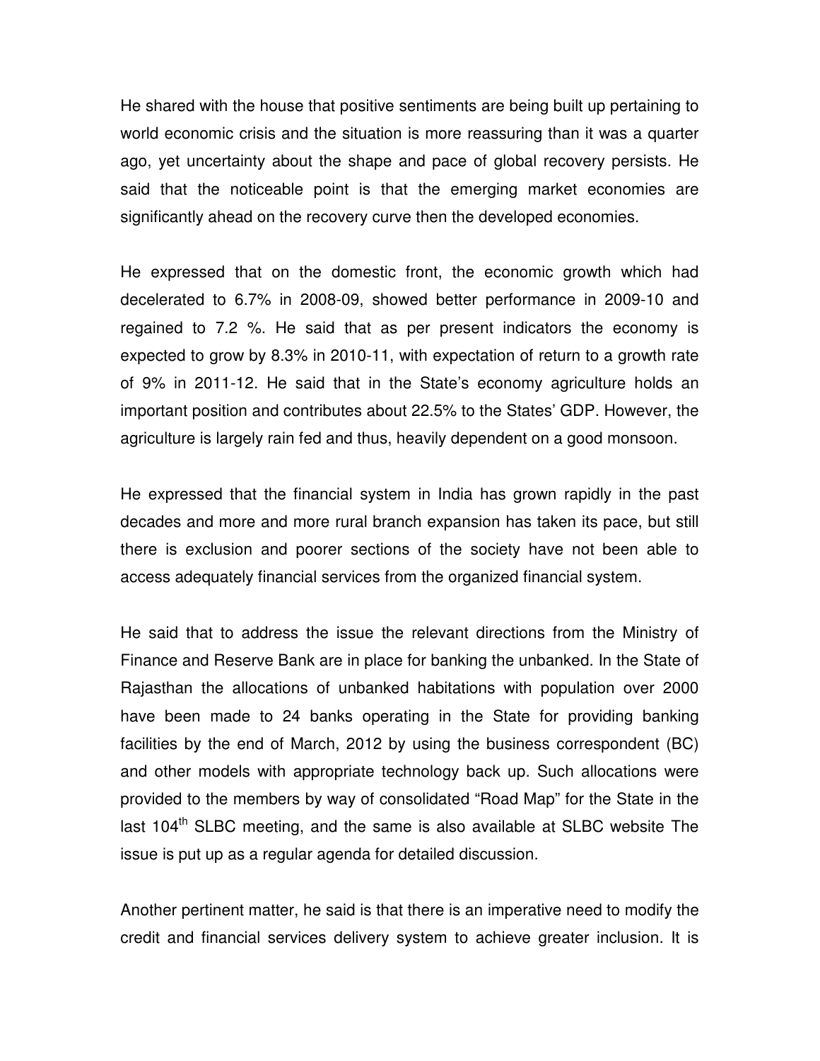He shared with the house that positive sentiments are being built up pertaining to world economic crisis and the situation is more reassuring than it was a quarter ago, yet uncertainty about the shape and pace of global recovery persists. He said that the noticeable point is that the emerging market economies are significantly ahead on the recovery curve then the developed economies.

He expressed that on the domestic front, the economic growth which had decelerated to 6.7% in 2008-09, showed better performance in 2009-10 and regained to 7.2 %. He said that as per present indicators the economy is expected to grow by 8.3% in 2010-11, with expectation of return to a growth rate of 9% in 2011-12. He said that in the State's economy agriculture holds an important position and contributes about 22.5% to the States' GDP. However, the agriculture is largely rain fed and thus, heavily dependent on a good monsoon.

He expressed that the financial system in India has grown rapidly in the past decades and more and more rural branch expansion has taken its pace, but still there is exclusion and poorer sections of the society have not been able to access adequately financial services from the organized financial system.

He said that to address the issue the relevant directions from the Ministry of Finance and Reserve Bank are in place for banking the unbanked. In the State of Rajasthan the allocations of unbanked habitations with population over 2000 have been made to 24 banks operating in the State for providing banking facilities by the end of March, 2012 by using the business correspondent (BC) and other models with appropriate technology back up. Such allocations were provided to the members by way of consolidated "Road Map" for the State in the last 104th SLBC meeting, and the same is also available at SLBC website The issue is put up as a regular agenda for detailed discussion.

Another pertinent matter, he said is that there is an imperative need to modify the credit and financial services delivery system to achieve greater inclusion. It is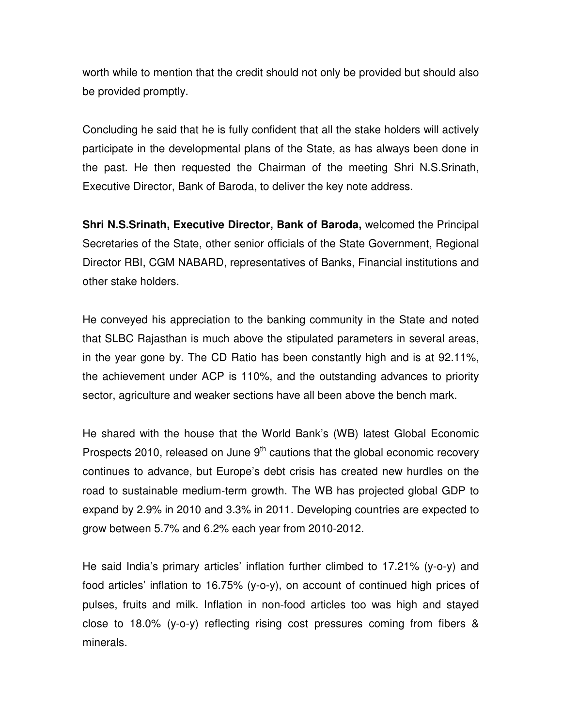worth while to mention that the credit should not only be provided but should also be provided promptly.

Concluding he said that he is fully confident that all the stake holders will actively participate in the developmental plans of the State, as has always been done in the past. He then requested the Chairman of the meeting Shri N.S.Srinath, Executive Director, Bank of Baroda, to deliver the key note address.

**Shri N.S.Srinath, Executive Director, Bank of Baroda,** welcomed the Principal Secretaries of the State, other senior officials of the State Government, Regional Director RBI, CGM NABARD, representatives of Banks, Financial institutions and other stake holders.

He conveyed his appreciation to the banking community in the State and noted that SLBC Rajasthan is much above the stipulated parameters in several areas, in the year gone by. The CD Ratio has been constantly high and is at 92.11%, the achievement under ACP is 110%, and the outstanding advances to priority sector, agriculture and weaker sections have all been above the bench mark.

He shared with the house that the World Bank's (WB) latest Global Economic Prospects 2010, released on June 9th cautions that the global economic recovery continues to advance, but Europe's debt crisis has created new hurdles on the road to sustainable medium-term growth. The WB has projected global GDP to expand by 2.9% in 2010 and 3.3% in 2011. Developing countries are expected to grow between 5.7% and 6.2% each year from 2010-2012.

He said India's primary articles' inflation further climbed to 17.21% (y-o-y) and food articles' inflation to 16.75% (y-o-y), on account of continued high prices of pulses, fruits and milk. Inflation in non-food articles too was high and stayed close to 18.0% (y-o-y) reflecting rising cost pressures coming from fibers & minerals.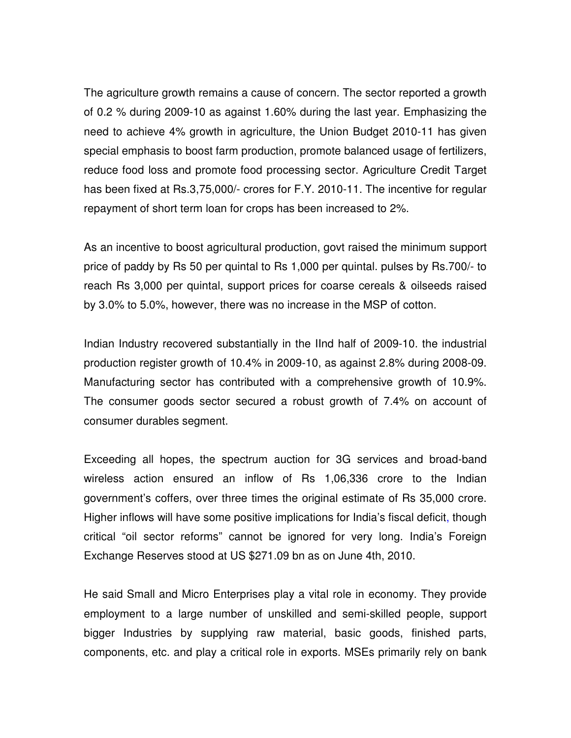The agriculture growth remains a cause of concern. The sector reported a growth of 0.2 % during 2009-10 as against 1.60% during the last year. Emphasizing the need to achieve 4% growth in agriculture, the Union Budget 2010-11 has given special emphasis to boost farm production, promote balanced usage of fertilizers, reduce food loss and promote food processing sector. Agriculture Credit Target has been fixed at Rs.3,75,000/- crores for F.Y. 2010-11. The incentive for regular repayment of short term loan for crops has been increased to 2%.

As an incentive to boost agricultural production, govt raised the minimum support price of paddy by Rs 50 per quintal to Rs 1,000 per quintal. pulses by Rs.700/- to reach Rs 3,000 per quintal, support prices for coarse cereals & oilseeds raised by 3.0% to 5.0%, however, there was no increase in the MSP of cotton.

Indian Industry recovered substantially in the IInd half of 2009-10. the industrial production register growth of 10.4% in 2009-10, as against 2.8% during 2008-09. Manufacturing sector has contributed with a comprehensive growth of 10.9%. The consumer goods sector secured a robust growth of 7.4% on account of consumer durables segment.

Exceeding all hopes, the spectrum auction for 3G services and broad-band wireless action ensured an inflow of Rs 1,06,336 crore to the Indian government's coffers, over three times the original estimate of Rs 35,000 crore. Higher inflows will have some positive implications for India's fiscal deficit, though critical "oil sector reforms" cannot be ignored for very long. India's Foreign Exchange Reserves stood at US $271.09 bn as on June 4th, 2010.

He said Small and Micro Enterprises play a vital role in economy. They provide employment to a large number of unskilled and semi-skilled people, support bigger Industries by supplying raw material, basic goods, finished parts, components, etc. and play a critical role in exports. MSEs primarily rely on bank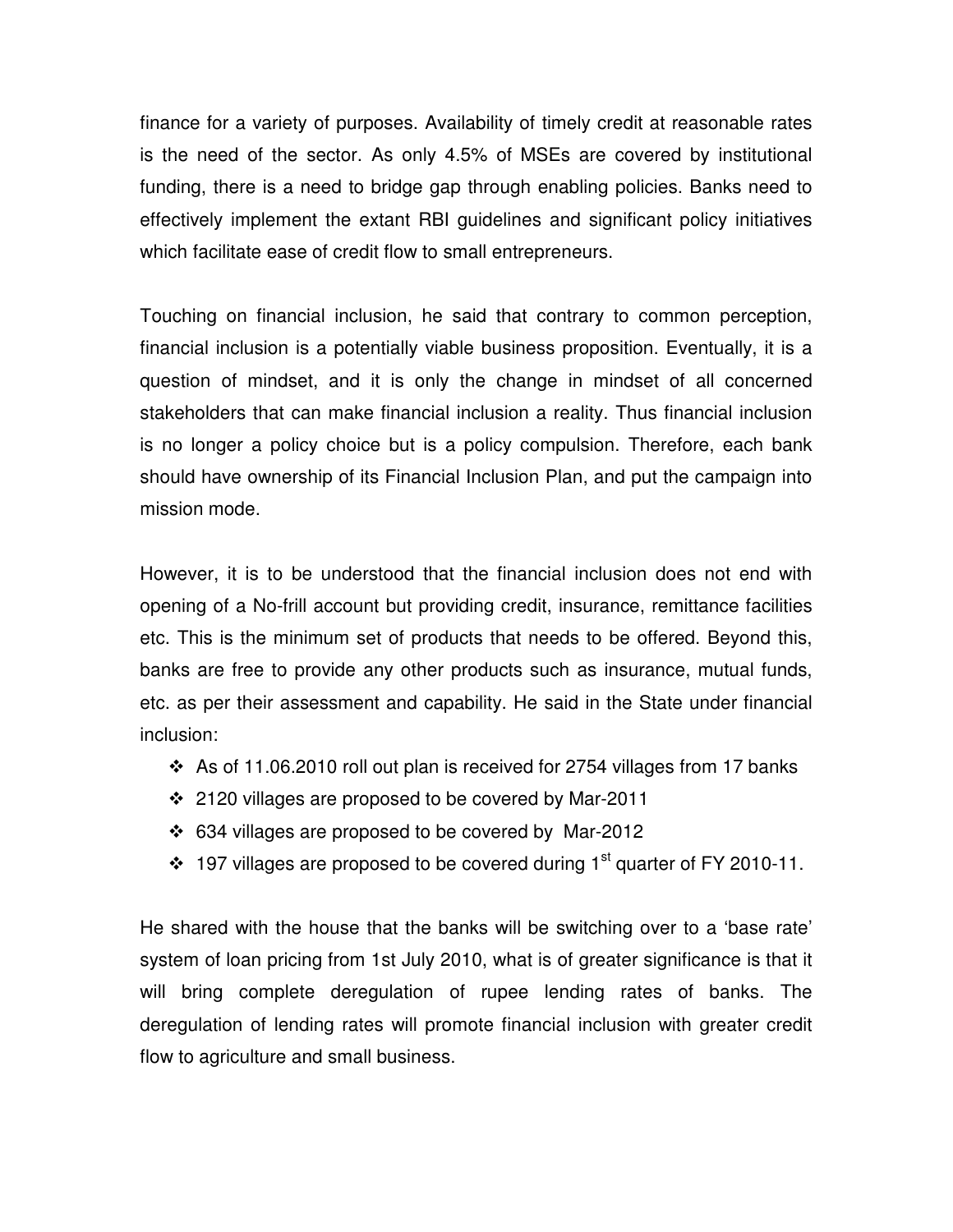finance for a variety of purposes. Availability of timely credit at reasonable rates is the need of the sector. As only 4.5% of MSEs are covered by institutional funding, there is a need to bridge gap through enabling policies. Banks need to effectively implement the extant RBI guidelines and significant policy initiatives which facilitate ease of credit flow to small entrepreneurs.

Touching on financial inclusion, he said that contrary to common perception, financial inclusion is a potentially viable business proposition. Eventually, it is a question of mindset, and it is only the change in mindset of all concerned stakeholders that can make financial inclusion a reality. Thus financial inclusion is no longer a policy choice but is a policy compulsion. Therefore, each bank should have ownership of its Financial Inclusion Plan, and put the campaign into mission mode.

However, it is to be understood that the financial inclusion does not end with opening of a No-frill account but providing credit, insurance, remittance facilities etc. This is the minimum set of products that needs to be offered. Beyond this, banks are free to provide any other products such as insurance, mutual funds, etc. as per their assessment and capability. He said in the State under financial inclusion:

- As of 11.06.2010 roll out plan is received for 2754 villages from 17 banks
- 2120 villages are proposed to be covered by Mar-2011
- 634 villages are proposed to be covered by Mar-2012
- 197 villages are proposed to be covered during 1st quarter of FY 2010-11.

He shared with the house that the banks will be switching over to a 'base rate' system of loan pricing from 1st July 2010, what is of greater significance is that it will bring complete deregulation of rupee lending rates of banks. The deregulation of lending rates will promote financial inclusion with greater credit flow to agriculture and small business.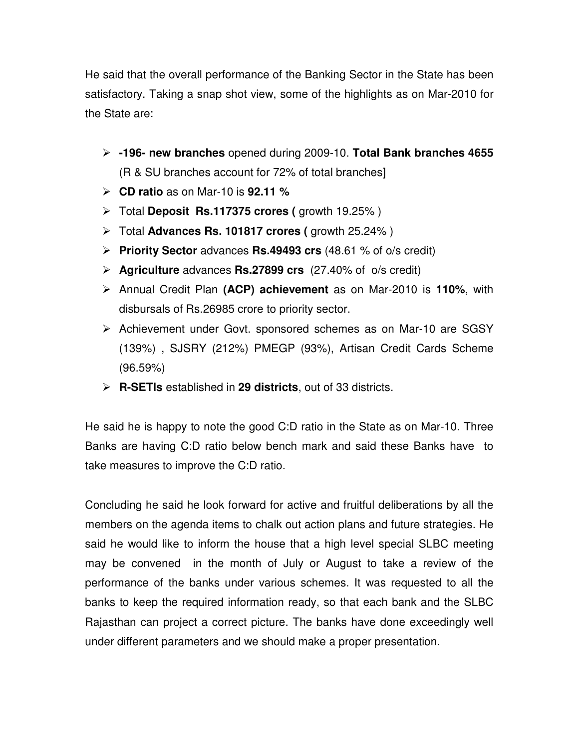He said that the overall performance of the Banking Sector in the State has been satisfactory. Taking a snap shot view, some of the highlights as on Mar-2010 for the State are:

- **-196- new branches** opened during 2009-10. **Total Bank branches 4655** (R & SU branches account for 72% of total branches]
- **CD ratio** as on Mar-10 is **92.11 %**
- Total **Deposit Rs.117375 crores (** growth 19.25% )
- Total **Advances Rs. 101817 crores (** growth 25.24% )
- **Priority Sector** advances **Rs.49493 crs** (48.61 % of o/s credit)
- **Agriculture** advances **Rs.27899 crs** (27.40% of o/s credit)
- Annual Credit Plan **(ACP) achievement** as on Mar-2010 is **110%**, with disbursals of Rs.26985 crore to priority sector.
- Achievement under Govt. sponsored schemes as on Mar-10 are SGSY (139%) , SJSRY (212%) PMEGP (93%), Artisan Credit Cards Scheme (96.59%)
- **R-SETIs** established in **29 districts**, out of 33 districts.

He said he is happy to note the good C:D ratio in the State as on Mar-10. Three Banks are having C:D ratio below bench mark and said these Banks have to take measures to improve the C:D ratio.

Concluding he said he look forward for active and fruitful deliberations by all the members on the agenda items to chalk out action plans and future strategies. He said he would like to inform the house that a high level special SLBC meeting may be convened in the month of July or August to take a review of the performance of the banks under various schemes. It was requested to all the banks to keep the required information ready, so that each bank and the SLBC Rajasthan can project a correct picture. The banks have done exceedingly well under different parameters and we should make a proper presentation.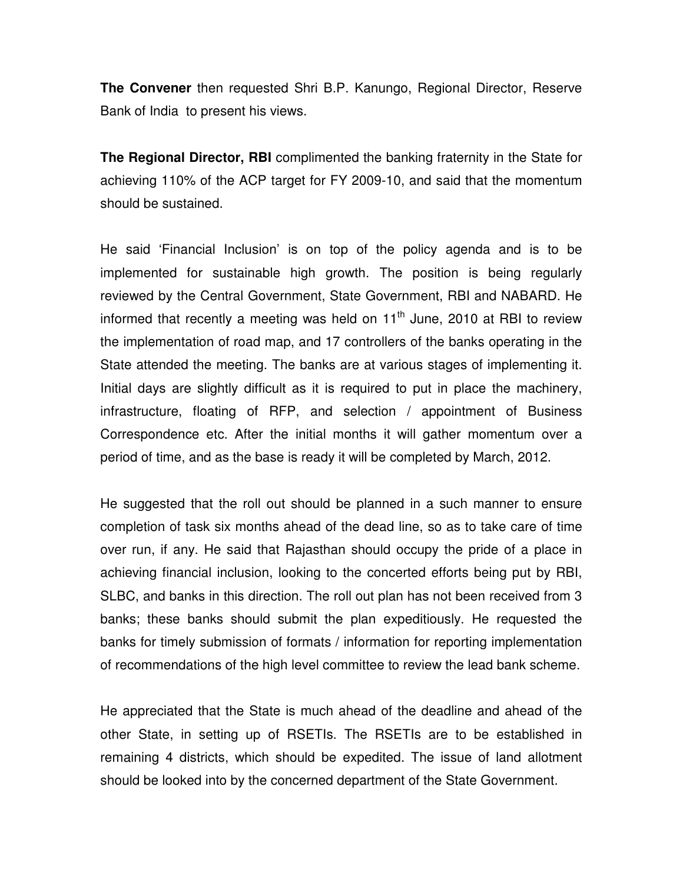**The Convener** then requested Shri B.P. Kanungo, Regional Director, Reserve Bank of India to present his views.

**The Regional Director, RBI** complimented the banking fraternity in the State for achieving 110% of the ACP target for FY 2009-10, and said that the momentum should be sustained.

He said 'Financial Inclusion' is on top of the policy agenda and is to be implemented for sustainable high growth. The position is being regularly reviewed by the Central Government, State Government, RBI and NABARD. He informed that recently a meeting was held on 11th June, 2010 at RBI to review the implementation of road map, and 17 controllers of the banks operating in the State attended the meeting. The banks are at various stages of implementing it. Initial days are slightly difficult as it is required to put in place the machinery, infrastructure, floating of RFP, and selection / appointment of Business Correspondence etc. After the initial months it will gather momentum over a period of time, and as the base is ready it will be completed by March, 2012.

He suggested that the roll out should be planned in a such manner to ensure completion of task six months ahead of the dead line, so as to take care of time over run, if any. He said that Rajasthan should occupy the pride of a place in achieving financial inclusion, looking to the concerted efforts being put by RBI, SLBC, and banks in this direction. The roll out plan has not been received from 3 banks; these banks should submit the plan expeditiously. He requested the banks for timely submission of formats / information for reporting implementation of recommendations of the high level committee to review the lead bank scheme.

He appreciated that the State is much ahead of the deadline and ahead of the other State, in setting up of RSETIs. The RSETIs are to be established in remaining 4 districts, which should be expedited. The issue of land allotment should be looked into by the concerned department of the State Government.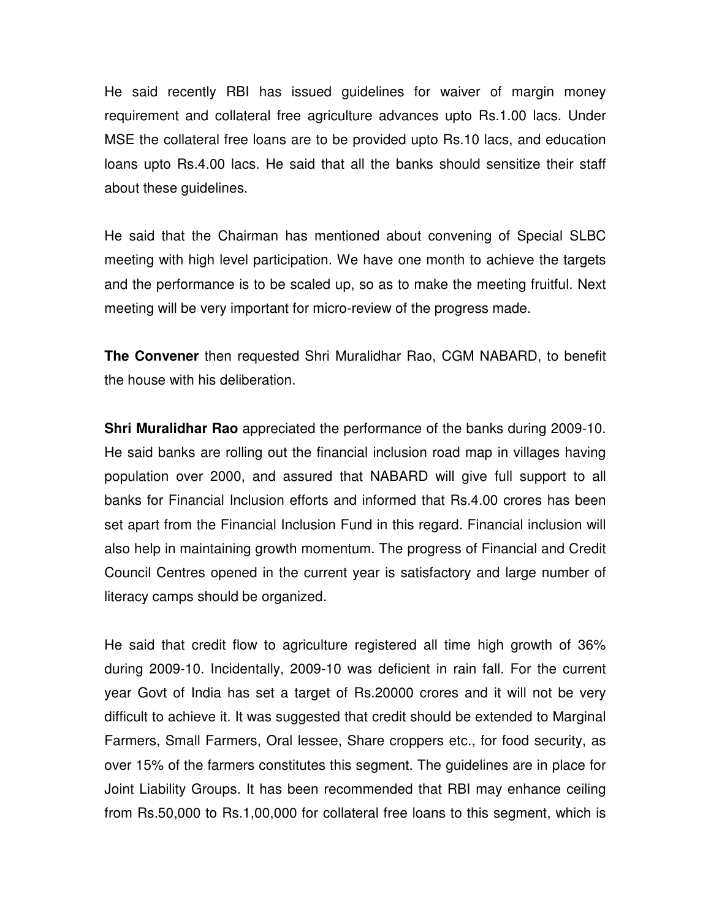He said recently RBI has issued guidelines for waiver of margin money requirement and collateral free agriculture advances upto Rs.1.00 lacs. Under MSE the collateral free loans are to be provided upto Rs.10 lacs, and education loans upto Rs.4.00 lacs. He said that all the banks should sensitize their staff about these guidelines.

He said that the Chairman has mentioned about convening of Special SLBC meeting with high level participation. We have one month to achieve the targets and the performance is to be scaled up, so as to make the meeting fruitful. Next meeting will be very important for micro-review of the progress made.

**The Convener** then requested Shri Muralidhar Rao, CGM NABARD, to benefit the house with his deliberation.

**Shri Muralidhar Rao** appreciated the performance of the banks during 2009-10. He said banks are rolling out the financial inclusion road map in villages having population over 2000, and assured that NABARD will give full support to all banks for Financial Inclusion efforts and informed that Rs.4.00 crores has been set apart from the Financial Inclusion Fund in this regard. Financial inclusion will also help in maintaining growth momentum. The progress of Financial and Credit Council Centres opened in the current year is satisfactory and large number of literacy camps should be organized.

He said that credit flow to agriculture registered all time high growth of 36% during 2009-10. Incidentally, 2009-10 was deficient in rain fall. For the current year Govt of India has set a target of Rs.20000 crores and it will not be very difficult to achieve it. It was suggested that credit should be extended to Marginal Farmers, Small Farmers, Oral lessee, Share croppers etc., for food security, as over 15% of the farmers constitutes this segment. The guidelines are in place for Joint Liability Groups. It has been recommended that RBI may enhance ceiling from Rs.50,000 to Rs.1,00,000 for collateral free loans to this segment, which is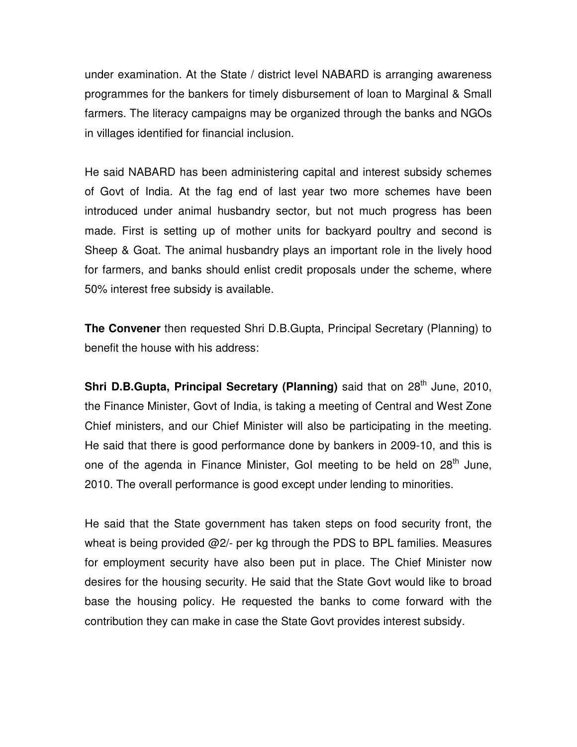under examination. At the State / district level NABARD is arranging awareness programmes for the bankers for timely disbursement of loan to Marginal & Small farmers. The literacy campaigns may be organized through the banks and NGOs in villages identified for financial inclusion.

He said NABARD has been administering capital and interest subsidy schemes of Govt of India. At the fag end of last year two more schemes have been introduced under animal husbandry sector, but not much progress has been made. First is setting up of mother units for backyard poultry and second is Sheep & Goat. The animal husbandry plays an important role in the lively hood for farmers, and banks should enlist credit proposals under the scheme, where 50% interest free subsidy is available.

**The Convener** then requested Shri D.B.Gupta, Principal Secretary (Planning) to benefit the house with his address:

**Shri D.B.Gupta, Principal Secretary (Planning)** said that on 28th June, 2010, the Finance Minister, Govt of India, is taking a meeting of Central and West Zone Chief ministers, and our Chief Minister will also be participating in the meeting. He said that there is good performance done by bankers in 2009-10, and this is one of the agenda in Finance Minister, GoI meeting to be held on 28th June, 2010. The overall performance is good except under lending to minorities.

He said that the State government has taken steps on food security front, the wheat is being provided @2/- per kg through the PDS to BPL families. Measures for employment security have also been put in place. The Chief Minister now desires for the housing security. He said that the State Govt would like to broad base the housing policy. He requested the banks to come forward with the contribution they can make in case the State Govt provides interest subsidy.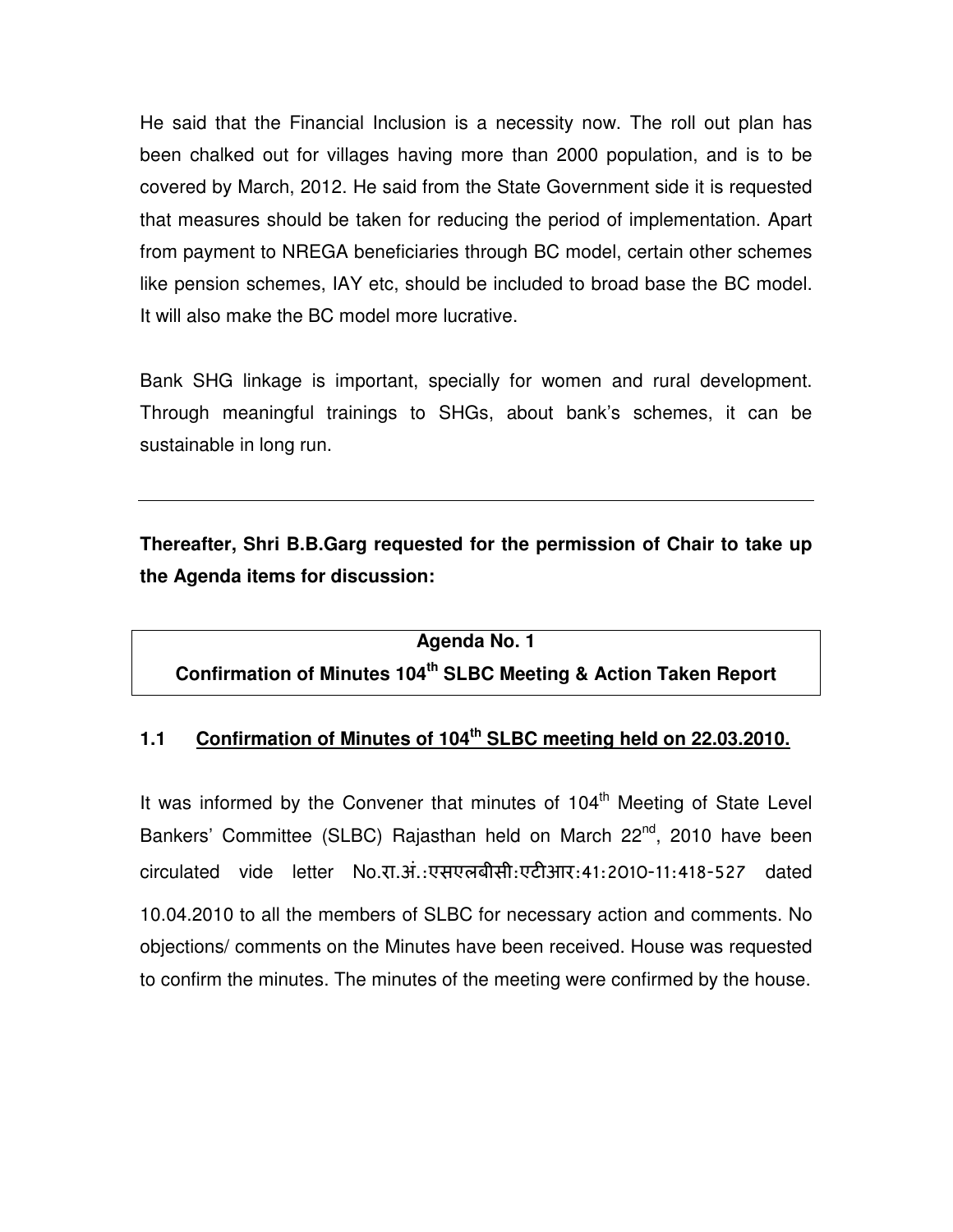He said that the Financial Inclusion is a necessity now. The roll out plan has been chalked out for villages having more than 2000 population, and is to be covered by March, 2012. He said from the State Government side it is requested that measures should be taken for reducing the period of implementation. Apart from payment to NREGA beneficiaries through BC model, certain other schemes like pension schemes, IAY etc, should be included to broad base the BC model. It will also make the BC model more lucrative.

Bank SHG linkage is important, specially for women and rural development. Through meaningful trainings to SHGs, about bank's schemes, it can be sustainable in long run.

---

**Thereafter, Shri B.B.Garg requested for the permission of Chair to take up the Agenda items for discussion:**

**Agenda No. 1**
**Confirmation of Minutes 104th SLBC Meeting & Action Taken Report**

### 1.1 Confirmation of Minutes of 104th SLBC meeting held on 22.03.2010.

It was informed by the Convener that minutes of 104th Meeting of State Level Bankers' Committee (SLBC) Rajasthan held on March 22nd, 2010 have been circulated vide letter No.रा.अं.:एसएलबीसी:एटीआर:41:2010-11:418-527 dated 10.04.2010 to all the members of SLBC for necessary action and comments. No objections/ comments on the Minutes have been received. House was requested to confirm the minutes. The minutes of the meeting were confirmed by the house.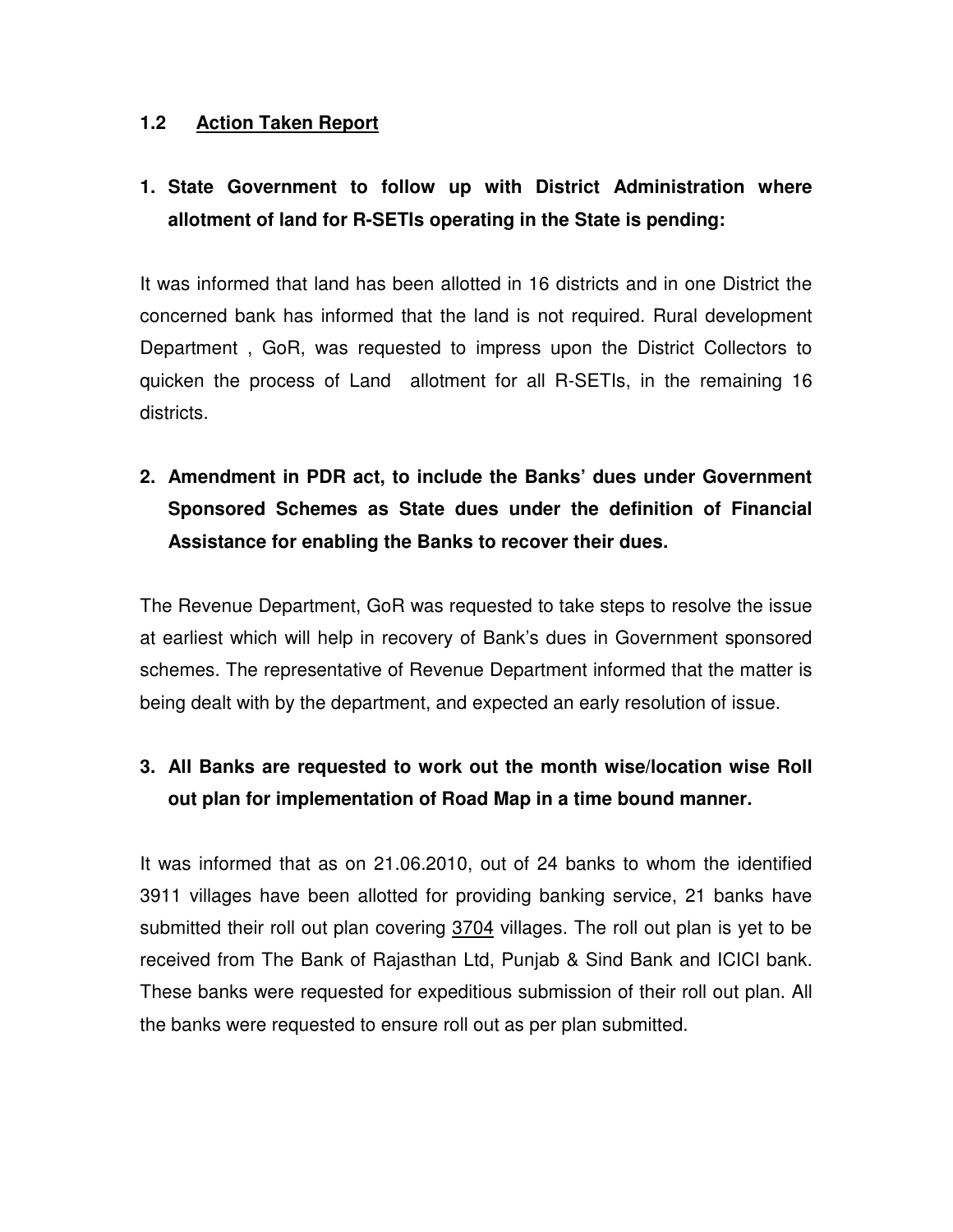## 1.2 <u>Action Taken Report</u>

**1. State Government to follow up with District Administration where allotment of land for R-SETIs operating in the State is pending:**

It was informed that land has been allotted in 16 districts and in one District the concerned bank has informed that the land is not required. Rural development Department , GoR, was requested to impress upon the District Collectors to quicken the process of Land allotment for all R-SETIs, in the remaining 16 districts.

**2. Amendment in PDR act, to include the Banks' dues under Government Sponsored Schemes as State dues under the definition of Financial Assistance for enabling the Banks to recover their dues.**

The Revenue Department, GoR was requested to take steps to resolve the issue at earliest which will help in recovery of Bank's dues in Government sponsored schemes. The representative of Revenue Department informed that the matter is being dealt with by the department, and expected an early resolution of issue.

**3. All Banks are requested to work out the month wise/location wise Roll out plan for implementation of Road Map in a time bound manner.**

It was informed that as on 21.06.2010, out of 24 banks to whom the identified 3911 villages have been allotted for providing banking service, 21 banks have submitted their roll out plan covering <u>3704</u> villages. The roll out plan is yet to be received from The Bank of Rajasthan Ltd, Punjab & Sind Bank and ICICI bank. These banks were requested for expeditious submission of their roll out plan. All the banks were requested to ensure roll out as per plan submitted.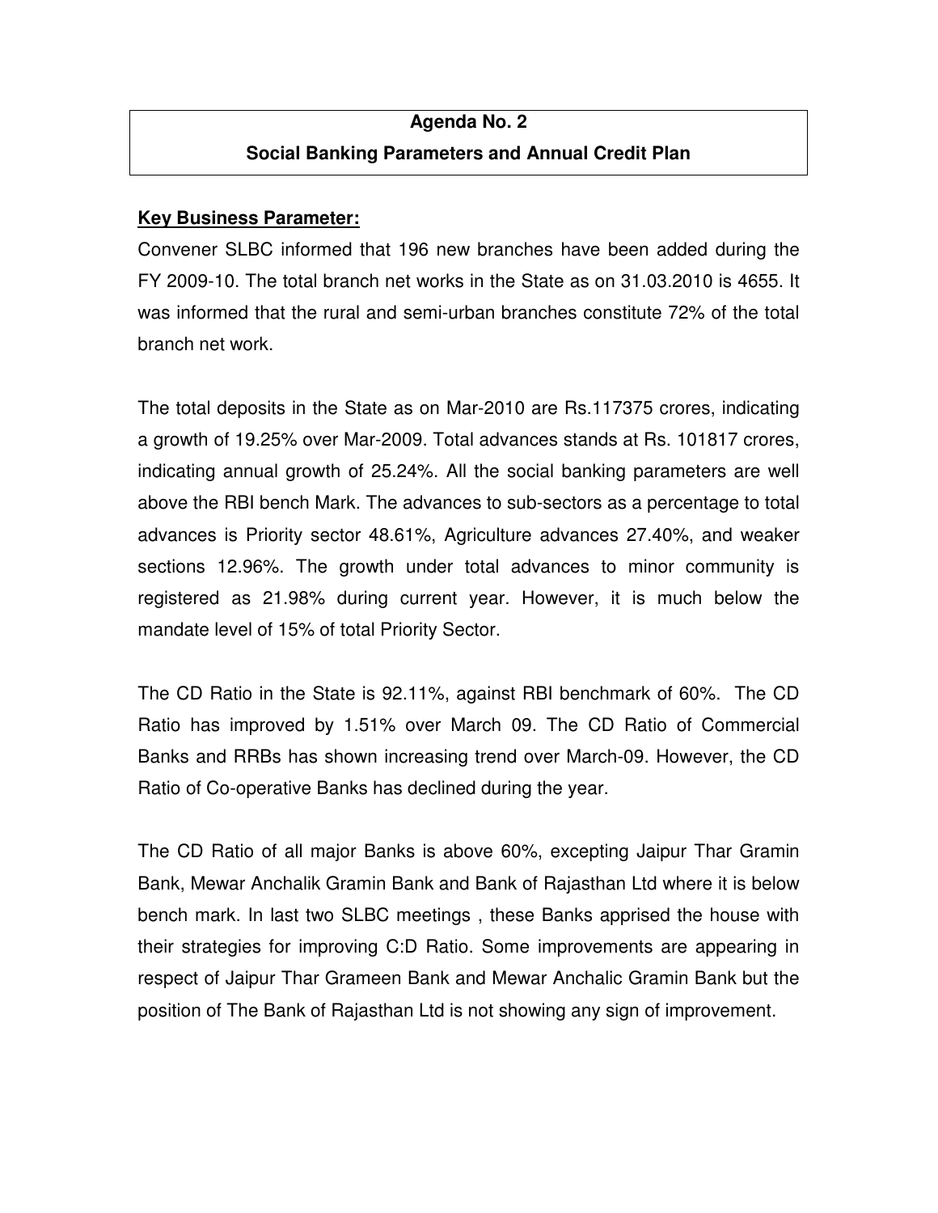## Agenda No. 2

## Social Banking Parameters and Annual Credit Plan

**Key Business Parameter:**

Convener SLBC informed that 196 new branches have been added during the FY 2009-10. The total branch net works in the State as on 31.03.2010 is 4655. It was informed that the rural and semi-urban branches constitute 72% of the total branch net work.

The total deposits in the State as on Mar-2010 are Rs.117375 crores, indicating a growth of 19.25% over Mar-2009. Total advances stands at Rs. 101817 crores, indicating annual growth of 25.24%. All the social banking parameters are well above the RBI bench Mark. The advances to sub-sectors as a percentage to total advances is Priority sector 48.61%, Agriculture advances 27.40%, and weaker sections 12.96%. The growth under total advances to minor community is registered as 21.98% during current year. However, it is much below the mandate level of 15% of total Priority Sector.

The CD Ratio in the State is 92.11%, against RBI benchmark of 60%. The CD Ratio has improved by 1.51% over March 09. The CD Ratio of Commercial Banks and RRBs has shown increasing trend over March-09. However, the CD Ratio of Co-operative Banks has declined during the year.

The CD Ratio of all major Banks is above 60%, excepting Jaipur Thar Gramin Bank, Mewar Anchalik Gramin Bank and Bank of Rajasthan Ltd where it is below bench mark. In last two SLBC meetings , these Banks apprised the house with their strategies for improving C:D Ratio. Some improvements are appearing in respect of Jaipur Thar Grameen Bank and Mewar Anchalic Gramin Bank but the position of The Bank of Rajasthan Ltd is not showing any sign of improvement.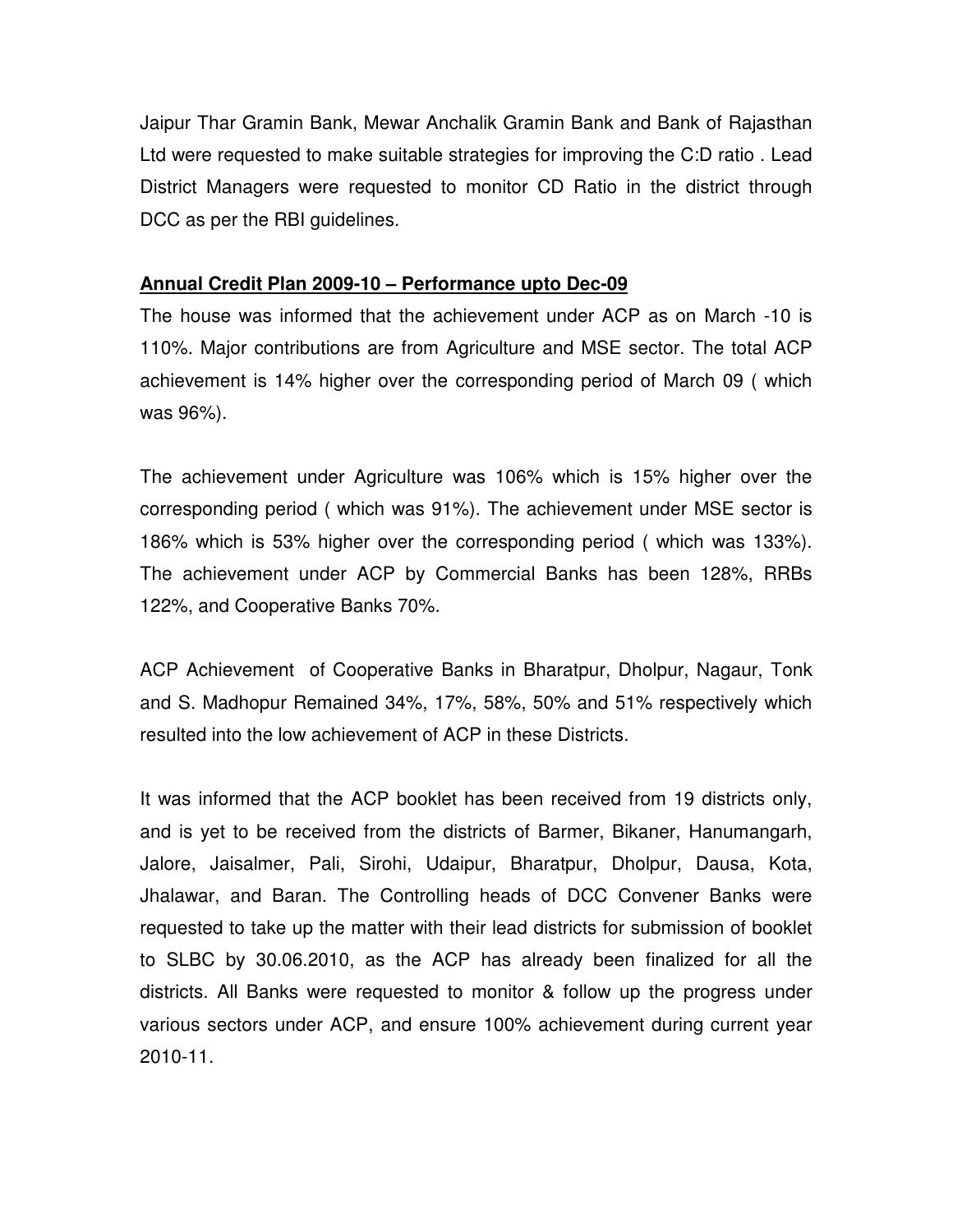Jaipur Thar Gramin Bank, Mewar Anchalik Gramin Bank and Bank of Rajasthan Ltd were requested to make suitable strategies for improving the C:D ratio . Lead District Managers were requested to monitor CD Ratio in the district through DCC as per the RBI guidelines.

**Annual Credit Plan 2009-10 – Performance upto Dec-09**

The house was informed that the achievement under ACP as on March -10 is 110%. Major contributions are from Agriculture and MSE sector. The total ACP achievement is 14% higher over the corresponding period of March 09 ( which was 96%).

The achievement under Agriculture was 106% which is 15% higher over the corresponding period ( which was 91%). The achievement under MSE sector is 186% which is 53% higher over the corresponding period ( which was 133%). The achievement under ACP by Commercial Banks has been 128%, RRBs 122%, and Cooperative Banks 70%.

ACP Achievement of Cooperative Banks in Bharatpur, Dholpur, Nagaur, Tonk and S. Madhopur Remained 34%, 17%, 58%, 50% and 51% respectively which resulted into the low achievement of ACP in these Districts.

It was informed that the ACP booklet has been received from 19 districts only, and is yet to be received from the districts of Barmer, Bikaner, Hanumangarh, Jalore, Jaisalmer, Pali, Sirohi, Udaipur, Bharatpur, Dholpur, Dausa, Kota, Jhalawar, and Baran. The Controlling heads of DCC Convener Banks were requested to take up the matter with their lead districts for submission of booklet to SLBC by 30.06.2010, as the ACP has already been finalized for all the districts. All Banks were requested to monitor & follow up the progress under various sectors under ACP, and ensure 100% achievement during current year 2010-11.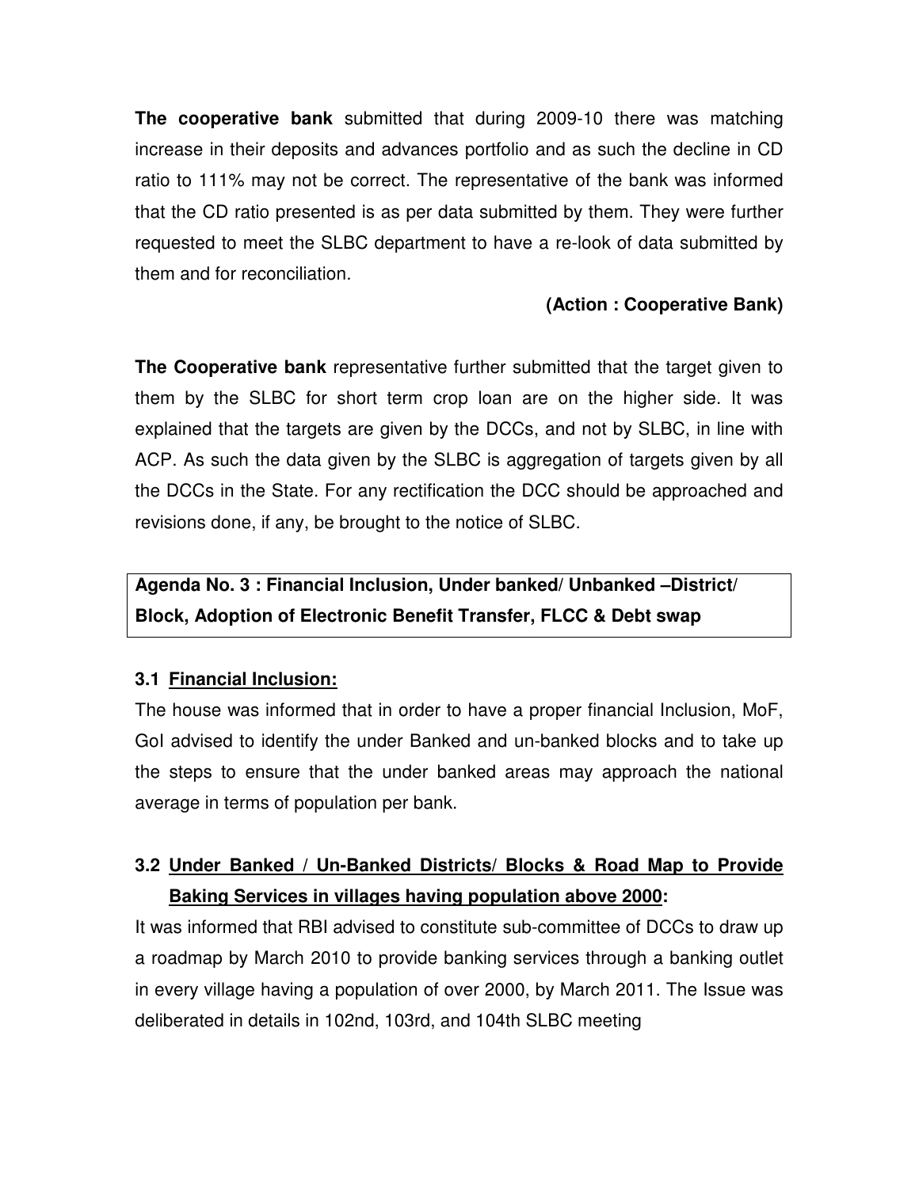**The cooperative bank** submitted that during 2009-10 there was matching increase in their deposits and advances portfolio and as such the decline in CD ratio to 111% may not be correct. The representative of the bank was informed that the CD ratio presented is as per data submitted by them. They were further requested to meet the SLBC department to have a re-look of data submitted by them and for reconciliation.

**(Action : Cooperative Bank)**

**The Cooperative bank** representative further submitted that the target given to them by the SLBC for short term crop loan are on the higher side. It was explained that the targets are given by the DCCs, and not by SLBC, in line with ACP. As such the data given by the SLBC is aggregation of targets given by all the DCCs in the State. For any rectification the DCC should be approached and revisions done, if any, be brought to the notice of SLBC.

**Agenda No. 3 : Financial Inclusion, Under banked/ Unbanked –District/ Block, Adoption of Electronic Benefit Transfer, FLCC & Debt swap**

### 3.1 Financial Inclusion:

The house was informed that in order to have a proper financial Inclusion, MoF, GoI advised to identify the under Banked and un-banked blocks and to take up the steps to ensure that the under banked areas may approach the national average in terms of population per bank.

### 3.2 Under Banked / Un-Banked Districts/ Blocks & Road Map to Provide Baking Services in villages having population above 2000:

It was informed that RBI advised to constitute sub-committee of DCCs to draw up a roadmap by March 2010 to provide banking services through a banking outlet in every village having a population of over 2000, by March 2011. The Issue was deliberated in details in 102nd, 103rd, and 104th SLBC meeting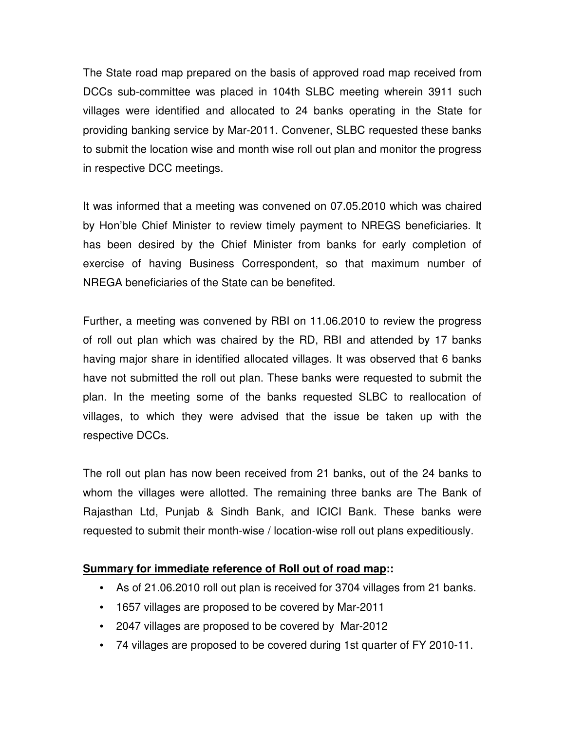The State road map prepared on the basis of approved road map received from DCCs sub-committee was placed in 104th SLBC meeting wherein 3911 such villages were identified and allocated to 24 banks operating in the State for providing banking service by Mar-2011. Convener, SLBC requested these banks to submit the location wise and month wise roll out plan and monitor the progress in respective DCC meetings.

It was informed that a meeting was convened on 07.05.2010 which was chaired by Hon'ble Chief Minister to review timely payment to NREGS beneficiaries. It has been desired by the Chief Minister from banks for early completion of exercise of having Business Correspondent, so that maximum number of NREGA beneficiaries of the State can be benefited.

Further, a meeting was convened by RBI on 11.06.2010 to review the progress of roll out plan which was chaired by the RD, RBI and attended by 17 banks having major share in identified allocated villages. It was observed that 6 banks have not submitted the roll out plan. These banks were requested to submit the plan. In the meeting some of the banks requested SLBC to reallocation of villages, to which they were advised that the issue be taken up with the respective DCCs.

The roll out plan has now been received from 21 banks, out of the 24 banks to whom the villages were allotted. The remaining three banks are The Bank of Rajasthan Ltd, Punjab & Sindh Bank, and ICICI Bank. These banks were requested to submit their month-wise / location-wise roll out plans expeditiously.

**Summary for immediate reference of Roll out of road map::**

- As of 21.06.2010 roll out plan is received for 3704 villages from 21 banks.
- 1657 villages are proposed to be covered by Mar-2011
- 2047 villages are proposed to be covered by Mar-2012
- 74 villages are proposed to be covered during 1st quarter of FY 2010-11.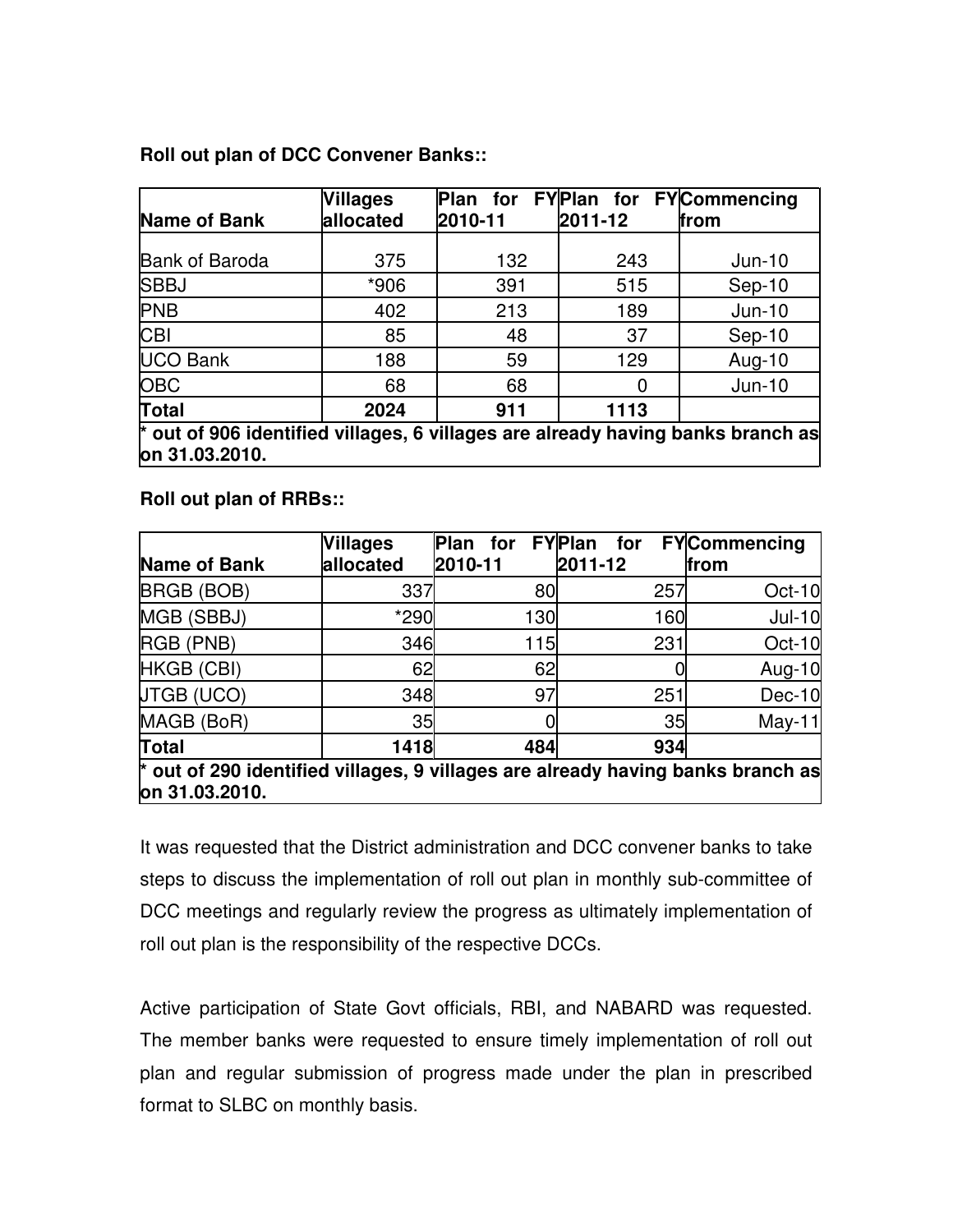**Roll out plan of DCC Convener Banks::**

| Name of Bank | Villages allocated | Plan for FY 2010-11 | Plan for FY 2011-12 | Commencing from |
|---|---|---|---|---|
| Bank of Baroda | 375 | 132 | 243 | Jun-10 |
| SBBJ | *906 | 391 | 515 | Sep-10 |
| PNB | 402 | 213 | 189 | Jun-10 |
| CBI | 85 | 48 | 37 | Sep-10 |
| UCO Bank | 188 | 59 | 129 | Aug-10 |
| OBC | 68 | 68 | 0 | Jun-10 |
| **Total** | **2024** | **911** | **1113** | |

**\* out of 906 identified villages, 6 villages are already having banks branch as on 31.03.2010.**

**Roll out plan of RRBs::**

| Name of Bank | Villages allocated | Plan for FY 2010-11 | Plan for FY 2011-12 | Commencing from |
|---|---|---|---|---|
| BRGB (BOB) | 337 | 80 | 257 | Oct-10 |
| MGB (SBBJ) | *290 | 130 | 160 | Jul-10 |
| RGB (PNB) | 346 | 115 | 231 | Oct-10 |
| HKGB (CBI) | 62 | 62 | 0 | Aug-10 |
| JTGB (UCO) | 348 | 97 | 251 | Dec-10 |
| MAGB (BoR) | 35 | 0 | 35 | May-11 |
| **Total** | **1418** | **484** | **934** | |

**\* out of 290 identified villages, 9 villages are already having banks branch as on 31.03.2010.**

It was requested that the District administration and DCC convener banks to take steps to discuss the implementation of roll out plan in monthly sub-committee of DCC meetings and regularly review the progress as ultimately implementation of roll out plan is the responsibility of the respective DCCs.

Active participation of State Govt officials, RBI, and NABARD was requested. The member banks were requested to ensure timely implementation of roll out plan and regular submission of progress made under the plan in prescribed format to SLBC on monthly basis.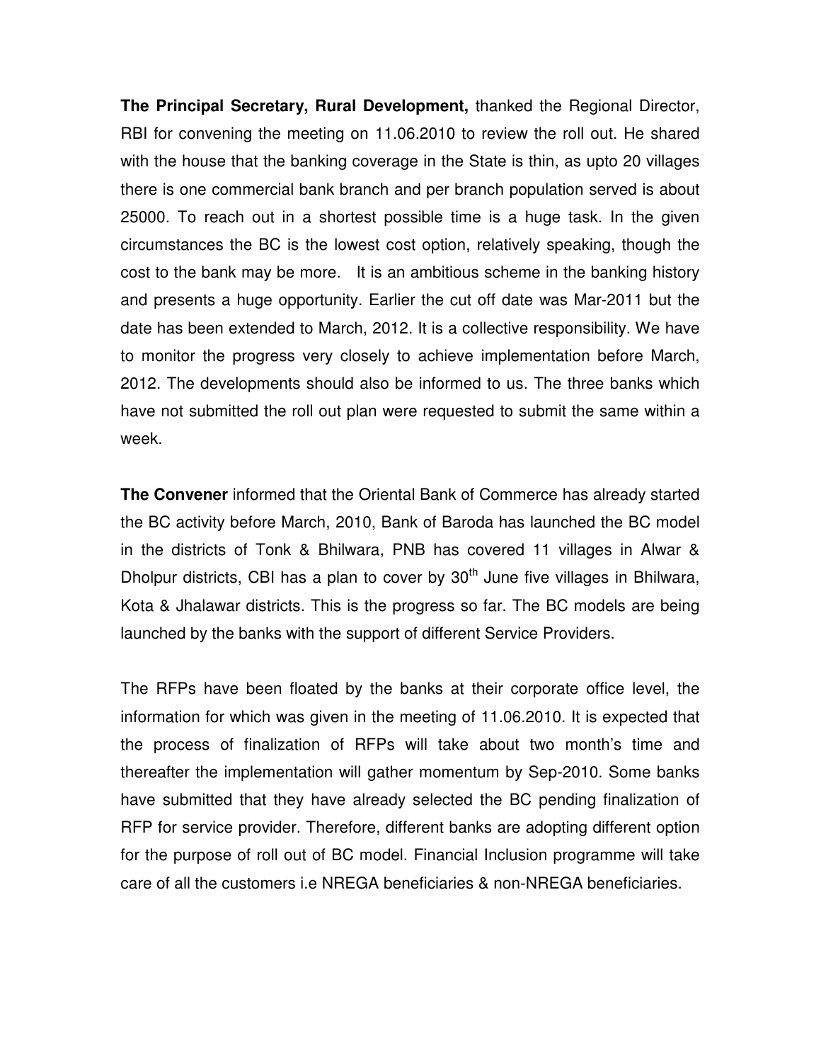**The Principal Secretary, Rural Development,** thanked the Regional Director, RBI for convening the meeting on 11.06.2010 to review the roll out. He shared with the house that the banking coverage in the State is thin, as upto 20 villages there is one commercial bank branch and per branch population served is about 25000. To reach out in a shortest possible time is a huge task. In the given circumstances the BC is the lowest cost option, relatively speaking, though the cost to the bank may be more. It is an ambitious scheme in the banking history and presents a huge opportunity. Earlier the cut off date was Mar-2011 but the date has been extended to March, 2012. It is a collective responsibility. We have to monitor the progress very closely to achieve implementation before March, 2012. The developments should also be informed to us. The three banks which have not submitted the roll out plan were requested to submit the same within a week.

**The Convener** informed that the Oriental Bank of Commerce has already started the BC activity before March, 2010, Bank of Baroda has launched the BC model in the districts of Tonk & Bhilwara, PNB has covered 11 villages in Alwar & Dholpur districts, CBI has a plan to cover by 30th June five villages in Bhilwara, Kota & Jhalawar districts. This is the progress so far. The BC models are being launched by the banks with the support of different Service Providers.

The RFPs have been floated by the banks at their corporate office level, the information for which was given in the meeting of 11.06.2010. It is expected that the process of finalization of RFPs will take about two month's time and thereafter the implementation will gather momentum by Sep-2010. Some banks have submitted that they have already selected the BC pending finalization of RFP for service provider. Therefore, different banks are adopting different option for the purpose of roll out of BC model. Financial Inclusion programme will take care of all the customers i.e NREGA beneficiaries & non-NREGA beneficiaries.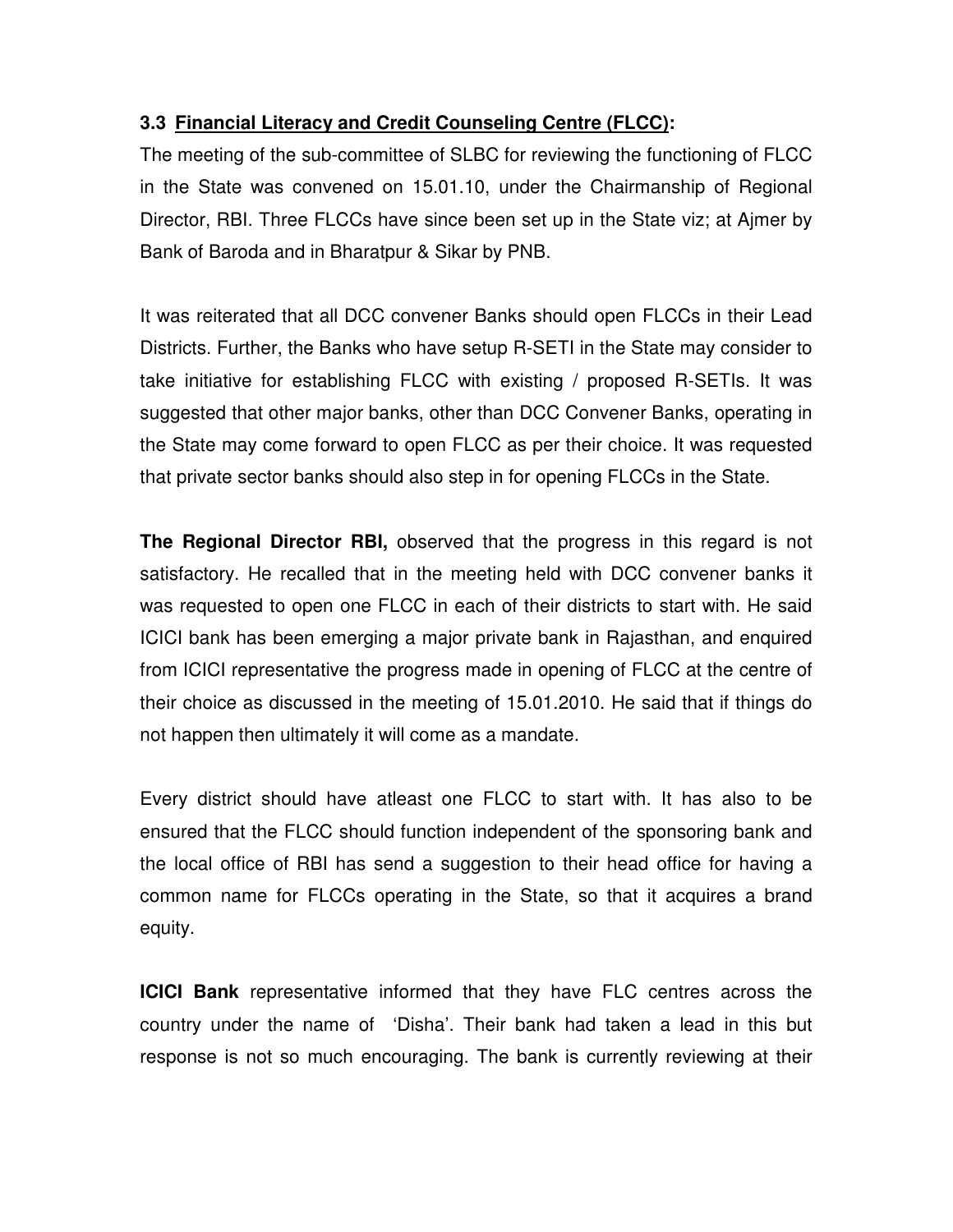### 3.3 Financial Literacy and Credit Counseling Centre (FLCC):

The meeting of the sub-committee of SLBC for reviewing the functioning of FLCC in the State was convened on 15.01.10, under the Chairmanship of Regional Director, RBI. Three FLCCs have since been set up in the State viz; at Ajmer by Bank of Baroda and in Bharatpur & Sikar by PNB.

It was reiterated that all DCC convener Banks should open FLCCs in their Lead Districts. Further, the Banks who have setup R-SETI in the State may consider to take initiative for establishing FLCC with existing / proposed R-SETIs. It was suggested that other major banks, other than DCC Convener Banks, operating in the State may come forward to open FLCC as per their choice. It was requested that private sector banks should also step in for opening FLCCs in the State.

**The Regional Director RBI,** observed that the progress in this regard is not satisfactory. He recalled that in the meeting held with DCC convener banks it was requested to open one FLCC in each of their districts to start with. He said ICICI bank has been emerging a major private bank in Rajasthan, and enquired from ICICI representative the progress made in opening of FLCC at the centre of their choice as discussed in the meeting of 15.01.2010. He said that if things do not happen then ultimately it will come as a mandate.

Every district should have atleast one FLCC to start with. It has also to be ensured that the FLCC should function independent of the sponsoring bank and the local office of RBI has send a suggestion to their head office for having a common name for FLCCs operating in the State, so that it acquires a brand equity.

**ICICI Bank** representative informed that they have FLC centres across the country under the name of 'Disha'. Their bank had taken a lead in this but response is not so much encouraging. The bank is currently reviewing at their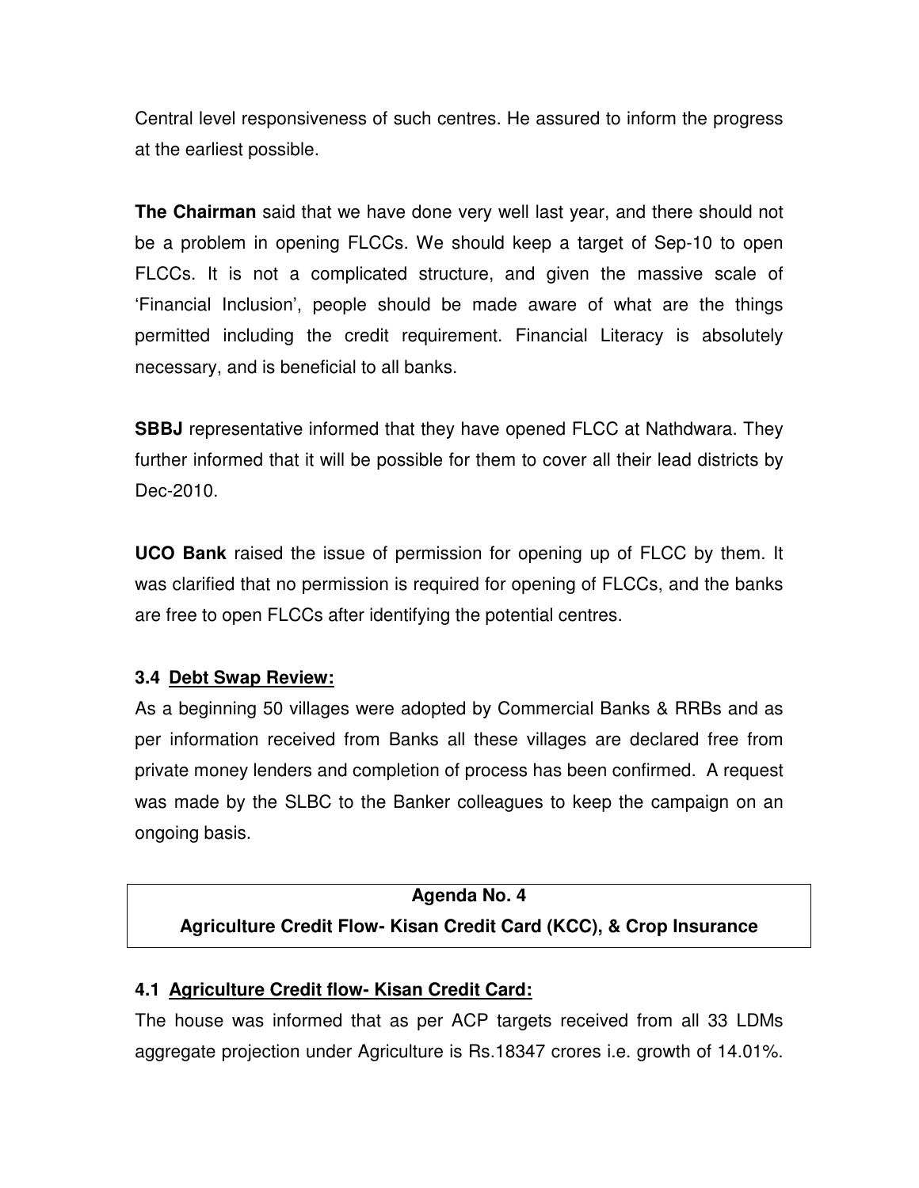Central level responsiveness of such centres. He assured to inform the progress at the earliest possible.

**The Chairman** said that we have done very well last year, and there should not be a problem in opening FLCCs. We should keep a target of Sep-10 to open FLCCs. It is not a complicated structure, and given the massive scale of 'Financial Inclusion', people should be made aware of what are the things permitted including the credit requirement. Financial Literacy is absolutely necessary, and is beneficial to all banks.

**SBBJ** representative informed that they have opened FLCC at Nathdwara. They further informed that it will be possible for them to cover all their lead districts by Dec-2010.

**UCO Bank** raised the issue of permission for opening up of FLCC by them. It was clarified that no permission is required for opening of FLCCs, and the banks are free to open FLCCs after identifying the potential centres.

### 3.4 Debt Swap Review:

As a beginning 50 villages were adopted by Commercial Banks & RRBs and as per information received from Banks all these villages are declared free from private money lenders and completion of process has been confirmed. A request was made by the SLBC to the Banker colleagues to keep the campaign on an ongoing basis.

## Agenda No. 4
## Agriculture Credit Flow- Kisan Credit Card (KCC), & Crop Insurance

### 4.1 Agriculture Credit flow- Kisan Credit Card:

The house was informed that as per ACP targets received from all 33 LDMs aggregate projection under Agriculture is Rs.18347 crores i.e. growth of 14.01%.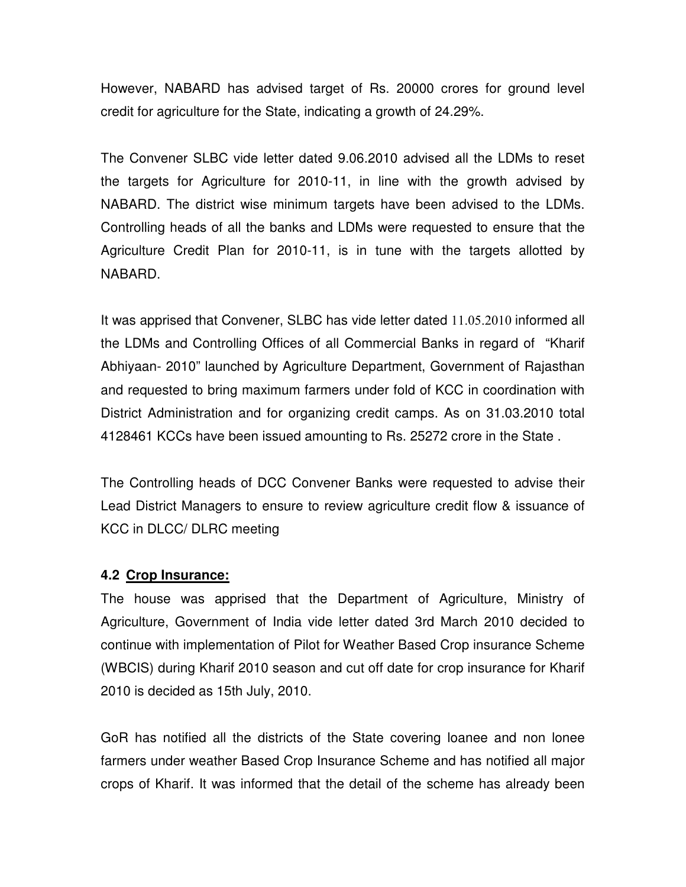However, NABARD has advised target of Rs. 20000 crores for ground level credit for agriculture for the State, indicating a growth of 24.29%.

The Convener SLBC vide letter dated 9.06.2010 advised all the LDMs to reset the targets for Agriculture for 2010-11, in line with the growth advised by NABARD. The district wise minimum targets have been advised to the LDMs. Controlling heads of all the banks and LDMs were requested to ensure that the Agriculture Credit Plan for 2010-11, is in tune with the targets allotted by NABARD.

It was apprised that Convener, SLBC has vide letter dated 11.05.2010 informed all the LDMs and Controlling Offices of all Commercial Banks in regard of "Kharif Abhiyaan- 2010" launched by Agriculture Department, Government of Rajasthan and requested to bring maximum farmers under fold of KCC in coordination with District Administration and for organizing credit camps. As on 31.03.2010 total 4128461 KCCs have been issued amounting to Rs. 25272 crore in the State .

The Controlling heads of DCC Convener Banks were requested to advise their Lead District Managers to ensure to review agriculture credit flow & issuance of KCC in DLCC/ DLRC meeting

**4.2 <u>Crop Insurance:</u>**

The house was apprised that the Department of Agriculture, Ministry of Agriculture, Government of India vide letter dated 3rd March 2010 decided to continue with implementation of Pilot for Weather Based Crop insurance Scheme (WBCIS) during Kharif 2010 season and cut off date for crop insurance for Kharif 2010 is decided as 15th July, 2010.

GoR has notified all the districts of the State covering loanee and non lonee farmers under weather Based Crop Insurance Scheme and has notified all major crops of Kharif. It was informed that the detail of the scheme has already been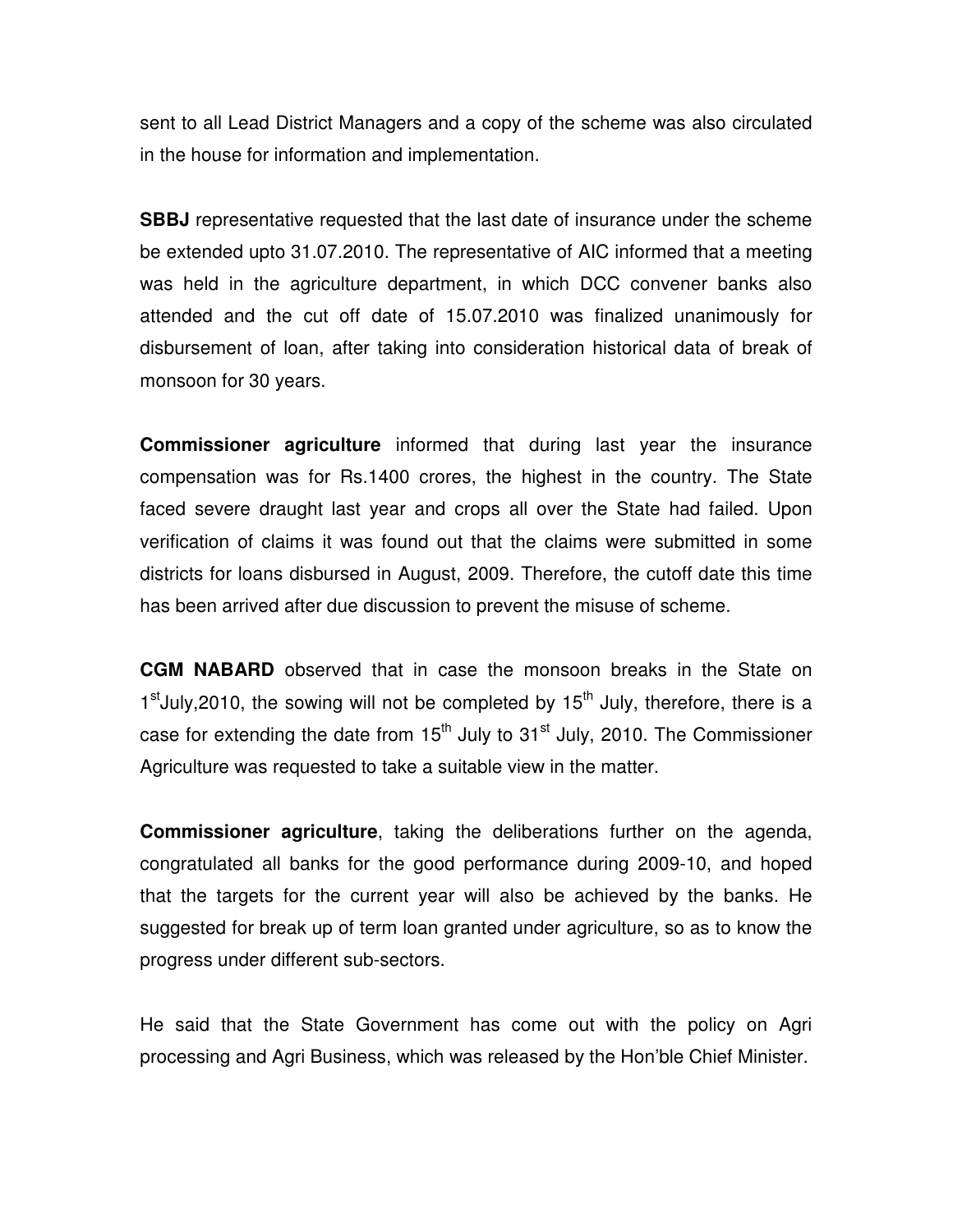sent to all Lead District Managers and a copy of the scheme was also circulated in the house for information and implementation.

**SBBJ** representative requested that the last date of insurance under the scheme be extended upto 31.07.2010. The representative of AIC informed that a meeting was held in the agriculture department, in which DCC convener banks also attended and the cut off date of 15.07.2010 was finalized unanimously for disbursement of loan, after taking into consideration historical data of break of monsoon for 30 years.

**Commissioner agriculture** informed that during last year the insurance compensation was for Rs.1400 crores, the highest in the country. The State faced severe draught last year and crops all over the State had failed. Upon verification of claims it was found out that the claims were submitted in some districts for loans disbursed in August, 2009. Therefore, the cutoff date this time has been arrived after due discussion to prevent the misuse of scheme.

**CGM NABARD** observed that in case the monsoon breaks in the State on 1st July,2010, the sowing will not be completed by 15th July, therefore, there is a case for extending the date from 15th July to 31st July, 2010. The Commissioner Agriculture was requested to take a suitable view in the matter.

**Commissioner agriculture**, taking the deliberations further on the agenda, congratulated all banks for the good performance during 2009-10, and hoped that the targets for the current year will also be achieved by the banks. He suggested for break up of term loan granted under agriculture, so as to know the progress under different sub-sectors.

He said that the State Government has come out with the policy on Agri processing and Agri Business, which was released by the Hon'ble Chief Minister.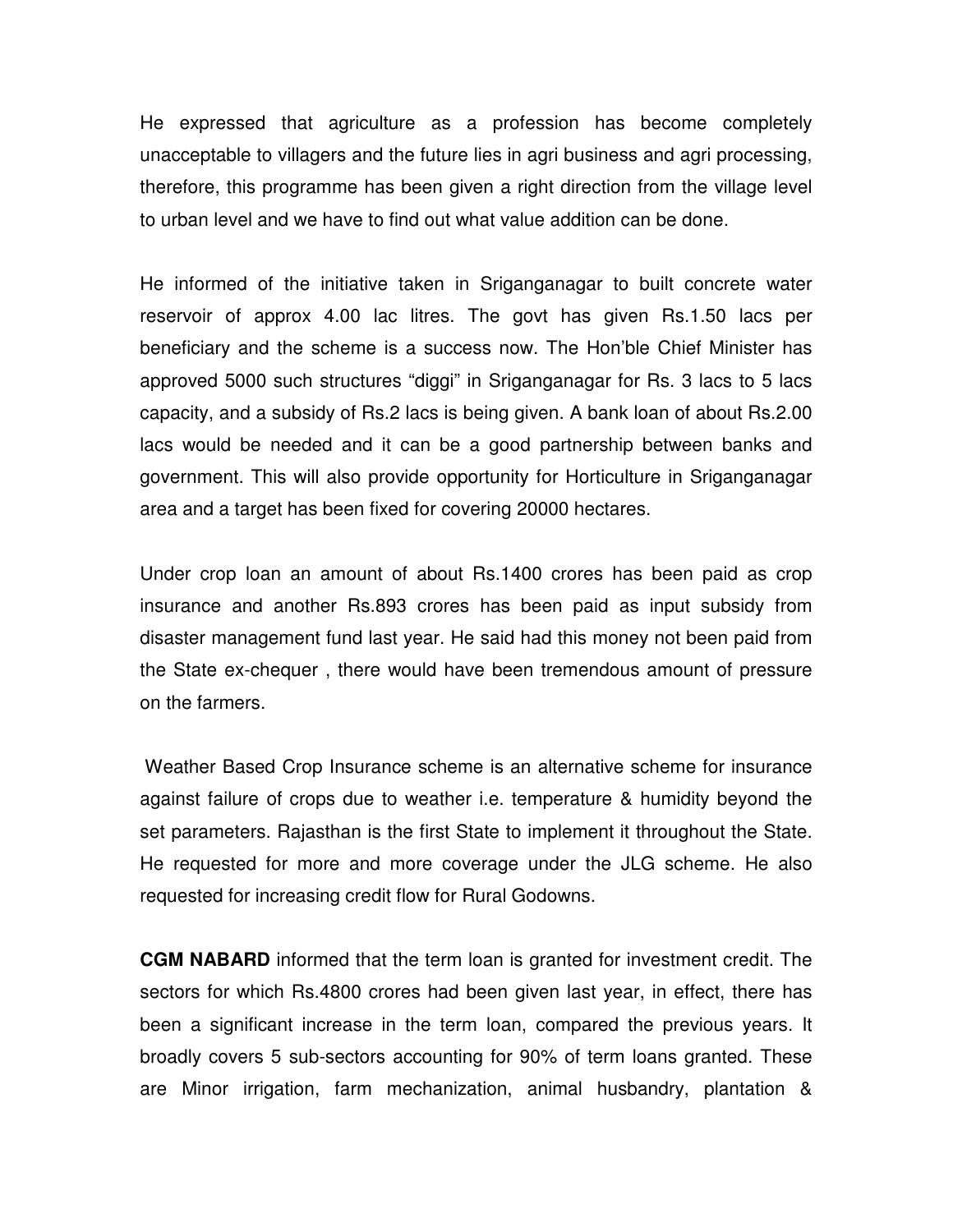He expressed that agriculture as a profession has become completely unacceptable to villagers and the future lies in agri business and agri processing, therefore, this programme has been given a right direction from the village level to urban level and we have to find out what value addition can be done.

He informed of the initiative taken in Sriganganagar to built concrete water reservoir of approx 4.00 lac litres. The govt has given Rs.1.50 lacs per beneficiary and the scheme is a success now. The Hon'ble Chief Minister has approved 5000 such structures "diggi" in Sriganganagar for Rs. 3 lacs to 5 lacs capacity, and a subsidy of Rs.2 lacs is being given. A bank loan of about Rs.2.00 lacs would be needed and it can be a good partnership between banks and government. This will also provide opportunity for Horticulture in Sriganganagar area and a target has been fixed for covering 20000 hectares.

Under crop loan an amount of about Rs.1400 crores has been paid as crop insurance and another Rs.893 crores has been paid as input subsidy from disaster management fund last year. He said had this money not been paid from the State ex-chequer , there would have been tremendous amount of pressure on the farmers.

Weather Based Crop Insurance scheme is an alternative scheme for insurance against failure of crops due to weather i.e. temperature & humidity beyond the set parameters. Rajasthan is the first State to implement it throughout the State. He requested for more and more coverage under the JLG scheme. He also requested for increasing credit flow for Rural Godowns.

**CGM NABARD** informed that the term loan is granted for investment credit. The sectors for which Rs.4800 crores had been given last year, in effect, there has been a significant increase in the term loan, compared the previous years. It broadly covers 5 sub-sectors accounting for 90% of term loans granted. These are Minor irrigation, farm mechanization, animal husbandry, plantation &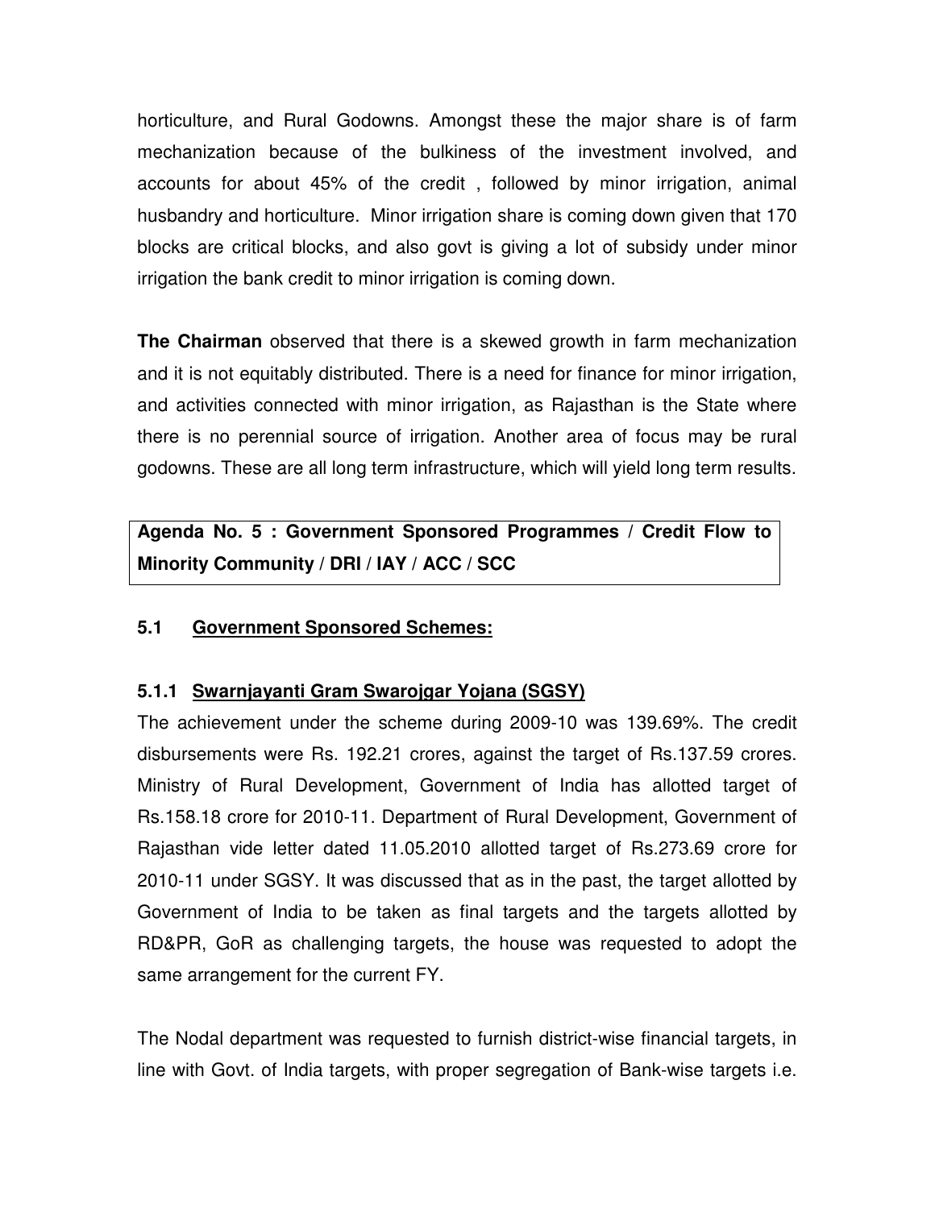horticulture, and Rural Godowns. Amongst these the major share is of farm mechanization because of the bulkiness of the investment involved, and accounts for about 45% of the credit , followed by minor irrigation, animal husbandry and horticulture. Minor irrigation share is coming down given that 170 blocks are critical blocks, and also govt is giving a lot of subsidy under minor irrigation the bank credit to minor irrigation is coming down.

**The Chairman** observed that there is a skewed growth in farm mechanization and it is not equitably distributed. There is a need for finance for minor irrigation, and activities connected with minor irrigation, as Rajasthan is the State where there is no perennial source of irrigation. Another area of focus may be rural godowns. These are all long term infrastructure, which will yield long term results.

**Agenda No. 5 : Government Sponsored Programmes / Credit Flow to Minority Community / DRI / IAY / ACC / SCC**

### 5.1 Government Sponsored Schemes:

#### 5.1.1 Swarnjayanti Gram Swarojgar Yojana (SGSY)

The achievement under the scheme during 2009-10 was 139.69%. The credit disbursements were Rs. 192.21 crores, against the target of Rs.137.59 crores. Ministry of Rural Development, Government of India has allotted target of Rs.158.18 crore for 2010-11. Department of Rural Development, Government of Rajasthan vide letter dated 11.05.2010 allotted target of Rs.273.69 crore for 2010-11 under SGSY. It was discussed that as in the past, the target allotted by Government of India to be taken as final targets and the targets allotted by RD&PR, GoR as challenging targets, the house was requested to adopt the same arrangement for the current FY.

The Nodal department was requested to furnish district-wise financial targets, in line with Govt. of India targets, with proper segregation of Bank-wise targets i.e.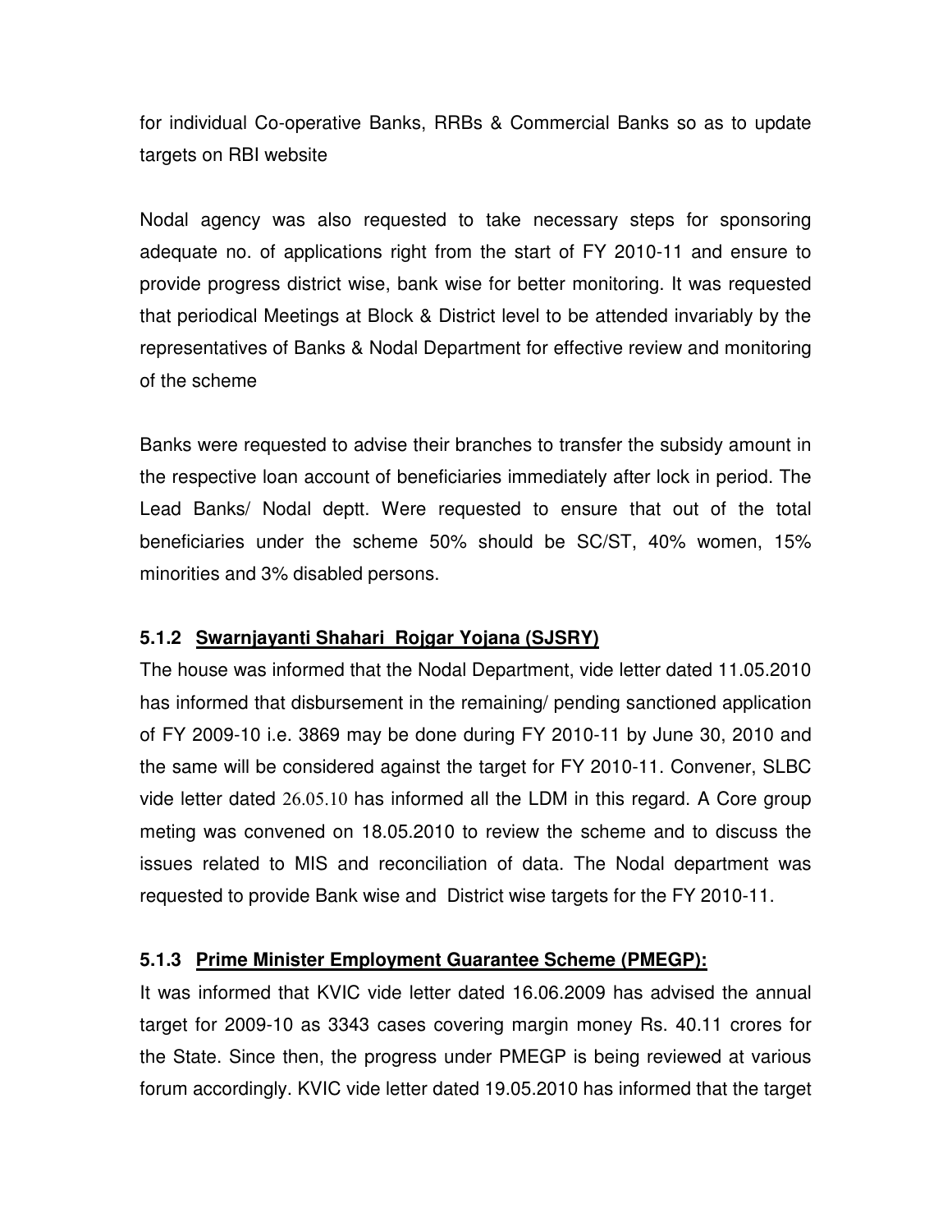for individual Co-operative Banks, RRBs & Commercial Banks so as to update targets on RBI website

Nodal agency was also requested to take necessary steps for sponsoring adequate no. of applications right from the start of FY 2010-11 and ensure to provide progress district wise, bank wise for better monitoring. It was requested that periodical Meetings at Block & District level to be attended invariably by the representatives of Banks & Nodal Department for effective review and monitoring of the scheme

Banks were requested to advise their branches to transfer the subsidy amount in the respective loan account of beneficiaries immediately after lock in period. The Lead Banks/ Nodal deptt. Were requested to ensure that out of the total beneficiaries under the scheme 50% should be SC/ST, 40% women, 15% minorities and 3% disabled persons.

### 5.1.2 Swarnjayanti Shahari Rojgar Yojana (SJSRY)

The house was informed that the Nodal Department, vide letter dated 11.05.2010 has informed that disbursement in the remaining/ pending sanctioned application of FY 2009-10 i.e. 3869 may be done during FY 2010-11 by June 30, 2010 and the same will be considered against the target for FY 2010-11. Convener, SLBC vide letter dated 26.05.10 has informed all the LDM in this regard. A Core group meting was convened on 18.05.2010 to review the scheme and to discuss the issues related to MIS and reconciliation of data. The Nodal department was requested to provide Bank wise and District wise targets for the FY 2010-11.

### 5.1.3 Prime Minister Employment Guarantee Scheme (PMEGP):

It was informed that KVIC vide letter dated 16.06.2009 has advised the annual target for 2009-10 as 3343 cases covering margin money Rs. 40.11 crores for the State. Since then, the progress under PMEGP is being reviewed at various forum accordingly. KVIC vide letter dated 19.05.2010 has informed that the target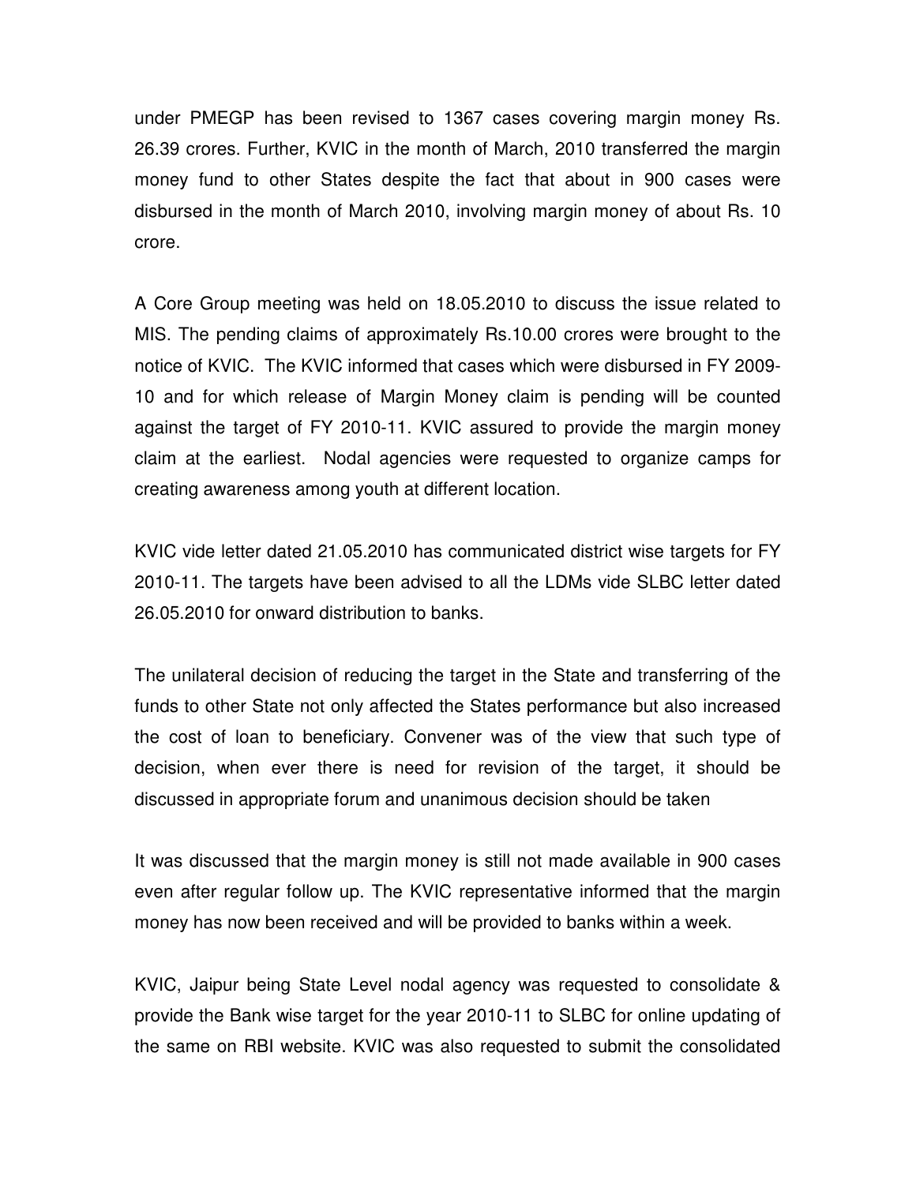under PMEGP has been revised to 1367 cases covering margin money Rs. 26.39 crores. Further, KVIC in the month of March, 2010 transferred the margin money fund to other States despite the fact that about in 900 cases were disbursed in the month of March 2010, involving margin money of about Rs. 10 crore.

A Core Group meeting was held on 18.05.2010 to discuss the issue related to MIS. The pending claims of approximately Rs.10.00 crores were brought to the notice of KVIC. The KVIC informed that cases which were disbursed in FY 2009-10 and for which release of Margin Money claim is pending will be counted against the target of FY 2010-11. KVIC assured to provide the margin money claim at the earliest. Nodal agencies were requested to organize camps for creating awareness among youth at different location.

KVIC vide letter dated 21.05.2010 has communicated district wise targets for FY 2010-11. The targets have been advised to all the LDMs vide SLBC letter dated 26.05.2010 for onward distribution to banks.

The unilateral decision of reducing the target in the State and transferring of the funds to other State not only affected the States performance but also increased the cost of loan to beneficiary. Convener was of the view that such type of decision, when ever there is need for revision of the target, it should be discussed in appropriate forum and unanimous decision should be taken

It was discussed that the margin money is still not made available in 900 cases even after regular follow up. The KVIC representative informed that the margin money has now been received and will be provided to banks within a week.

KVIC, Jaipur being State Level nodal agency was requested to consolidate & provide the Bank wise target for the year 2010-11 to SLBC for online updating of the same on RBI website. KVIC was also requested to submit the consolidated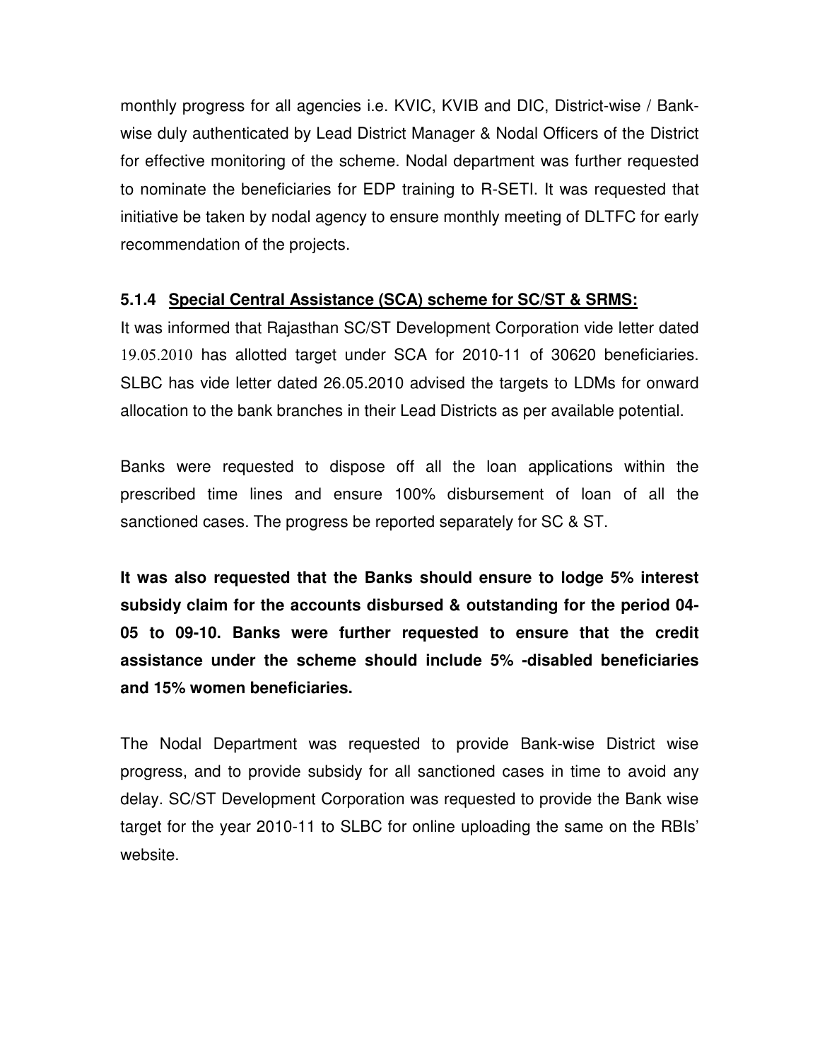monthly progress for all agencies i.e. KVIC, KVIB and DIC, District-wise / Bank-wise duly authenticated by Lead District Manager & Nodal Officers of the District for effective monitoring of the scheme. Nodal department was further requested to nominate the beneficiaries for EDP training to R-SETI. It was requested that initiative be taken by nodal agency to ensure monthly meeting of DLTFC for early recommendation of the projects.

**5.1.4 <u>Special Central Assistance (SCA) scheme for SC/ST & SRMS:</u>**

It was informed that Rajasthan SC/ST Development Corporation vide letter dated 19.05.2010 has allotted target under SCA for 2010-11 of 30620 beneficiaries. SLBC has vide letter dated 26.05.2010 advised the targets to LDMs for onward allocation to the bank branches in their Lead Districts as per available potential.

Banks were requested to dispose off all the loan applications within the prescribed time lines and ensure 100% disbursement of loan of all the sanctioned cases. The progress be reported separately for SC & ST.

**It was also requested that the Banks should ensure to lodge 5% interest subsidy claim for the accounts disbursed & outstanding for the period 04-05 to 09-10. Banks were further requested to ensure that the credit assistance under the scheme should include 5% -disabled beneficiaries and 15% women beneficiaries.**

The Nodal Department was requested to provide Bank-wise District wise progress, and to provide subsidy for all sanctioned cases in time to avoid any delay. SC/ST Development Corporation was requested to provide the Bank wise target for the year 2010-11 to SLBC for online uploading the same on the RBIs' website.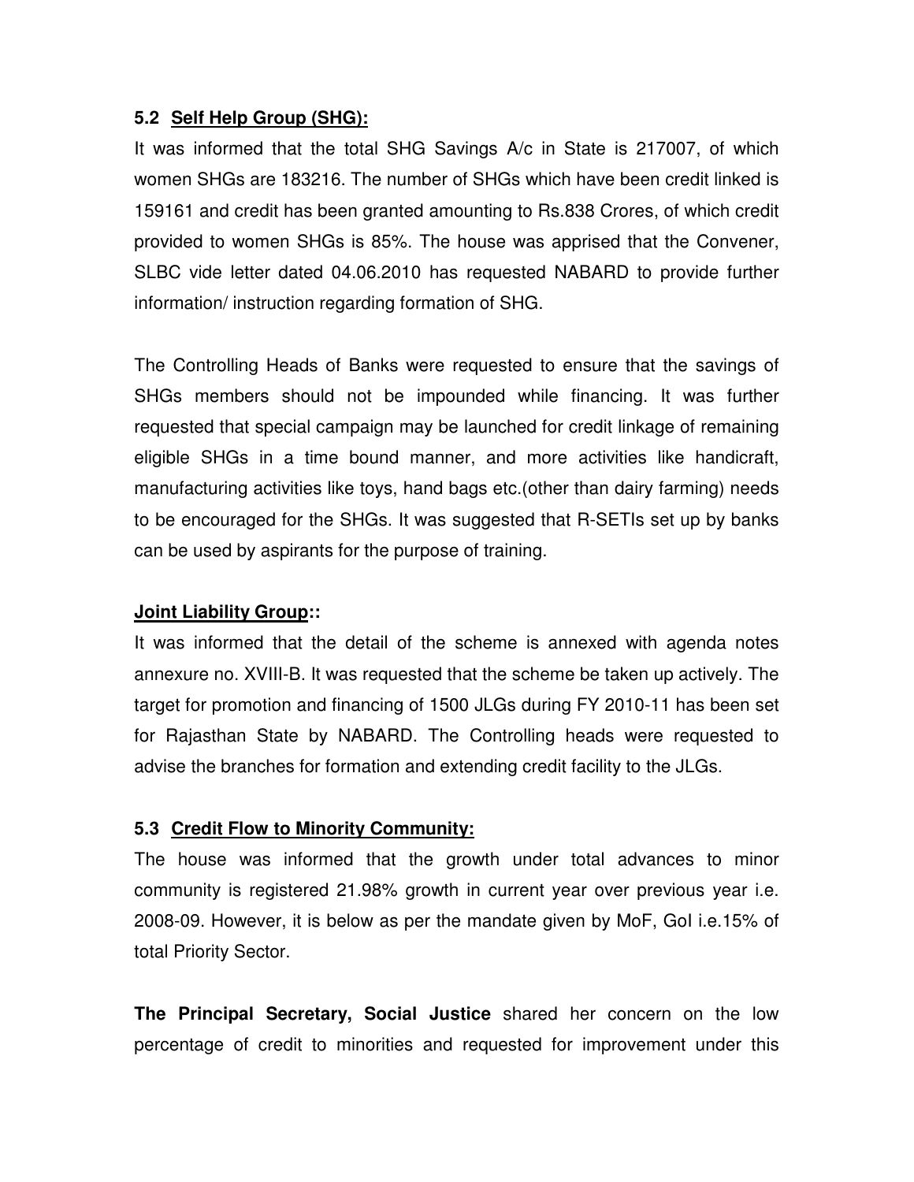### 5.2 Self Help Group (SHG):

It was informed that the total SHG Savings A/c in State is 217007, of which women SHGs are 183216. The number of SHGs which have been credit linked is 159161 and credit has been granted amounting to Rs.838 Crores, of which credit provided to women SHGs is 85%. The house was apprised that the Convener, SLBC vide letter dated 04.06.2010 has requested NABARD to provide further information/ instruction regarding formation of SHG.

The Controlling Heads of Banks were requested to ensure that the savings of SHGs members should not be impounded while financing. It was further requested that special campaign may be launched for credit linkage of remaining eligible SHGs in a time bound manner, and more activities like handicraft, manufacturing activities like toys, hand bags etc.(other than dairy farming) needs to be encouraged for the SHGs. It was suggested that R-SETIs set up by banks can be used by aspirants for the purpose of training.

**Joint Liability Group::**

It was informed that the detail of the scheme is annexed with agenda notes annexure no. XVIII-B. It was requested that the scheme be taken up actively. The target for promotion and financing of 1500 JLGs during FY 2010-11 has been set for Rajasthan State by NABARD. The Controlling heads were requested to advise the branches for formation and extending credit facility to the JLGs.

### 5.3 Credit Flow to Minority Community:

The house was informed that the growth under total advances to minor community is registered 21.98% growth in current year over previous year i.e. 2008-09. However, it is below as per the mandate given by MoF, GoI i.e.15% of total Priority Sector.

**The Principal Secretary, Social Justice** shared her concern on the low percentage of credit to minorities and requested for improvement under this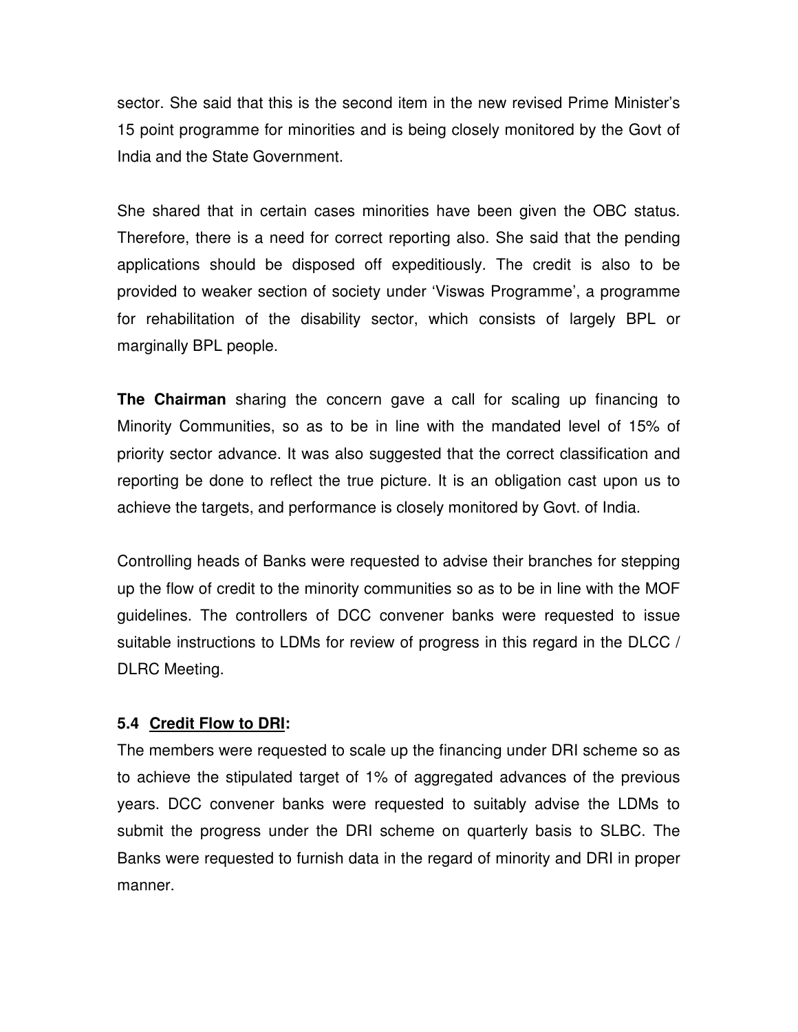sector. She said that this is the second item in the new revised Prime Minister's 15 point programme for minorities and is being closely monitored by the Govt of India and the State Government.

She shared that in certain cases minorities have been given the OBC status. Therefore, there is a need for correct reporting also. She said that the pending applications should be disposed off expeditiously. The credit is also to be provided to weaker section of society under 'Viswas Programme', a programme for rehabilitation of the disability sector, which consists of largely BPL or marginally BPL people.

**The Chairman** sharing the concern gave a call for scaling up financing to Minority Communities, so as to be in line with the mandated level of 15% of priority sector advance. It was also suggested that the correct classification and reporting be done to reflect the true picture. It is an obligation cast upon us to achieve the targets, and performance is closely monitored by Govt. of India.

Controlling heads of Banks were requested to advise their branches for stepping up the flow of credit to the minority communities so as to be in line with the MOF guidelines. The controllers of DCC convener banks were requested to issue suitable instructions to LDMs for review of progress in this regard in the DLCC / DLRC Meeting.

### 5.4 Credit Flow to DRI:

The members were requested to scale up the financing under DRI scheme so as to achieve the stipulated target of 1% of aggregated advances of the previous years. DCC convener banks were requested to suitably advise the LDMs to submit the progress under the DRI scheme on quarterly basis to SLBC. The Banks were requested to furnish data in the regard of minority and DRI in proper manner.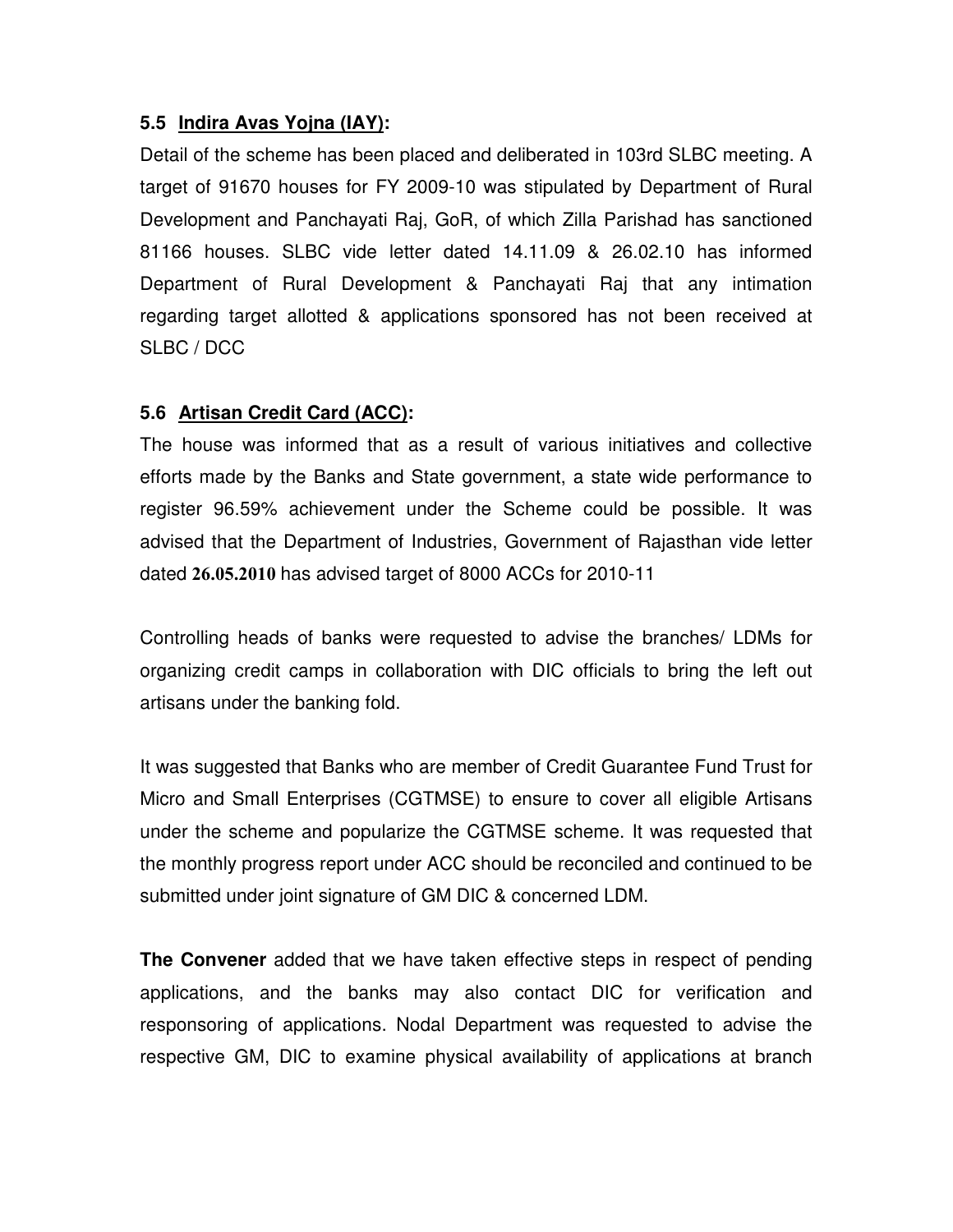### 5.5 <u>Indira Avas Yojna (IAY)</u>:

Detail of the scheme has been placed and deliberated in 103rd SLBC meeting. A target of 91670 houses for FY 2009-10 was stipulated by Department of Rural Development and Panchayati Raj, GoR, of which Zilla Parishad has sanctioned 81166 houses. SLBC vide letter dated 14.11.09 & 26.02.10 has informed Department of Rural Development & Panchayati Raj that any intimation regarding target allotted & applications sponsored has not been received at SLBC / DCC

### 5.6 <u>Artisan Credit Card (ACC)</u>:

The house was informed that as a result of various initiatives and collective efforts made by the Banks and State government, a state wide performance to register 96.59% achievement under the Scheme could be possible. It was advised that the Department of Industries, Government of Rajasthan vide letter dated **26.05.2010** has advised target of 8000 ACCs for 2010-11

Controlling heads of banks were requested to advise the branches/ LDMs for organizing credit camps in collaboration with DIC officials to bring the left out artisans under the banking fold.

It was suggested that Banks who are member of Credit Guarantee Fund Trust for Micro and Small Enterprises (CGTMSE) to ensure to cover all eligible Artisans under the scheme and popularize the CGTMSE scheme. It was requested that the monthly progress report under ACC should be reconciled and continued to be submitted under joint signature of GM DIC & concerned LDM.

**The Convener** added that we have taken effective steps in respect of pending applications, and the banks may also contact DIC for verification and responsoring of applications. Nodal Department was requested to advise the respective GM, DIC to examine physical availability of applications at branch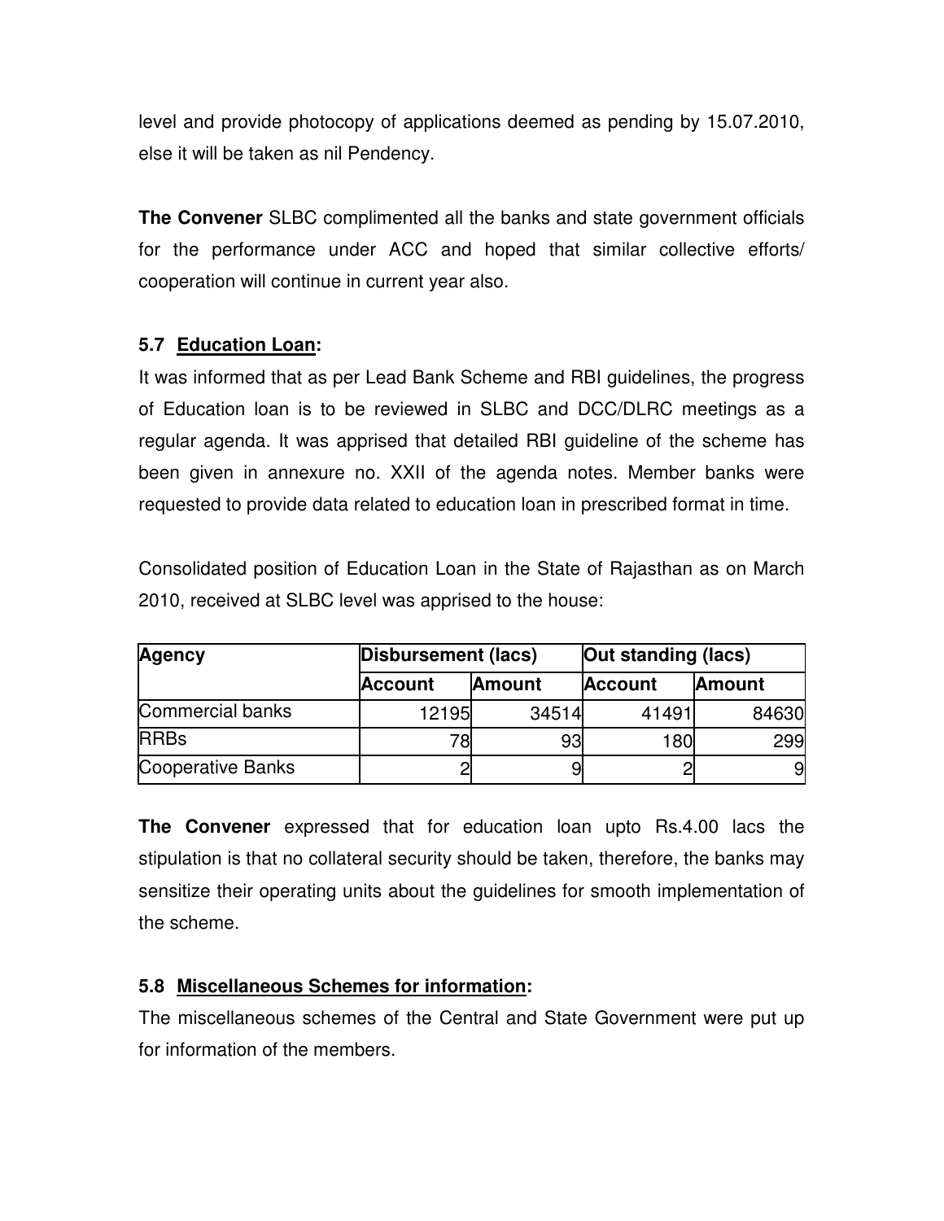level and provide photocopy of applications deemed as pending by 15.07.2010, else it will be taken as nil Pendency.

**The Convener** SLBC complimented all the banks and state government officials for the performance under ACC and hoped that similar collective efforts/ cooperation will continue in current year also.

### 5.7 Education Loan:

It was informed that as per Lead Bank Scheme and RBI guidelines, the progress of Education loan is to be reviewed in SLBC and DCC/DLRC meetings as a regular agenda. It was apprised that detailed RBI guideline of the scheme has been given in annexure no. XXII of the agenda notes. Member banks were requested to provide data related to education loan in prescribed format in time.

Consolidated position of Education Loan in the State of Rajasthan as on March 2010, received at SLBC level was apprised to the house:

| Agency | Disbursement (lacs) | | Out standing (lacs) | |
|---|---|---|---|---|
| | Account | Amount | Account | Amount |
| Commercial banks | 12195 | 34514 | 41491 | 84630 |
| RRBs | 78 | 93 | 180 | 299 |
| Cooperative Banks | 2 | 9 | 2 | 9 |

**The Convener** expressed that for education loan upto Rs.4.00 lacs the stipulation is that no collateral security should be taken, therefore, the banks may sensitize their operating units about the guidelines for smooth implementation of the scheme.

### 5.8 Miscellaneous Schemes for information:

The miscellaneous schemes of the Central and State Government were put up for information of the members.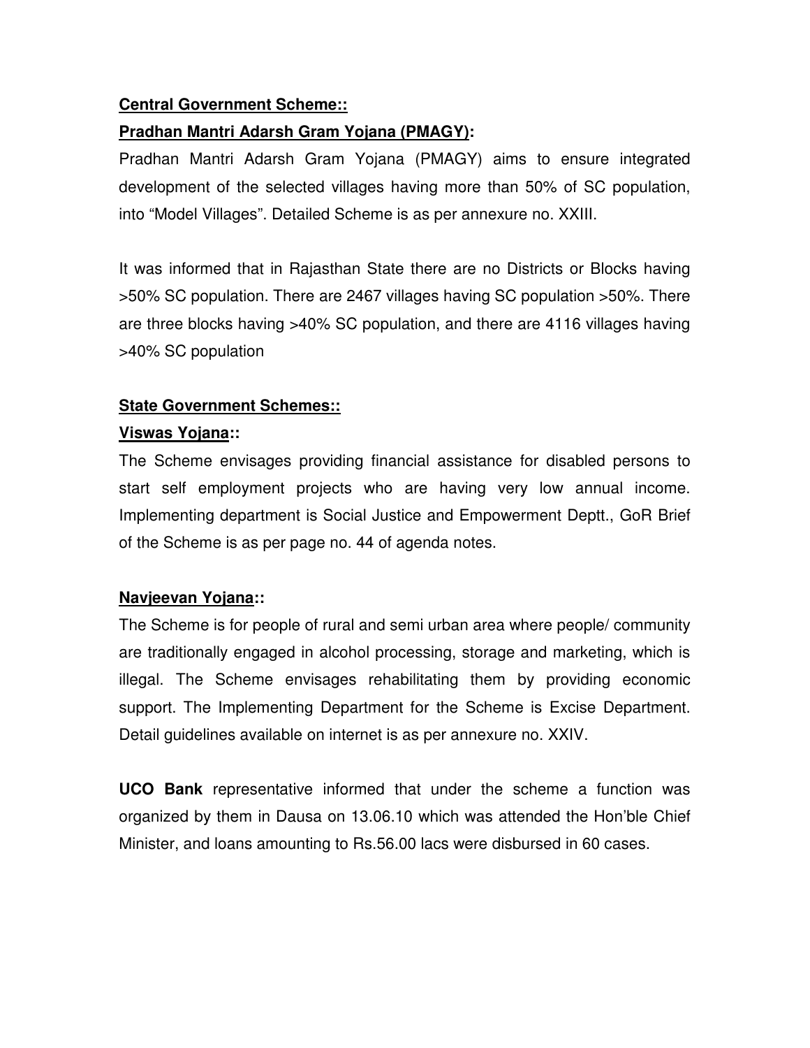**<u>Central Government Scheme::</u>**

**<u>Pradhan Mantri Adarsh Gram Yojana (PMAGY)</u>:**

Pradhan Mantri Adarsh Gram Yojana (PMAGY) aims to ensure integrated development of the selected villages having more than 50% of SC population, into "Model Villages". Detailed Scheme is as per annexure no. XXIII.

It was informed that in Rajasthan State there are no Districts or Blocks having >50% SC population. There are 2467 villages having SC population >50%. There are three blocks having >40% SC population, and there are 4116 villages having >40% SC population

**<u>State Government Schemes::</u>**

**<u>Viswas Yojana</u>::**

The Scheme envisages providing financial assistance for disabled persons to start self employment projects who are having very low annual income. Implementing department is Social Justice and Empowerment Deptt., GoR Brief of the Scheme is as per page no. 44 of agenda notes.

**<u>Navjeevan Yojana</u>::**

The Scheme is for people of rural and semi urban area where people/ community are traditionally engaged in alcohol processing, storage and marketing, which is illegal. The Scheme envisages rehabilitating them by providing economic support. The Implementing Department for the Scheme is Excise Department. Detail guidelines available on internet is as per annexure no. XXIV.

**UCO Bank** representative informed that under the scheme a function was organized by them in Dausa on 13.06.10 which was attended the Hon'ble Chief Minister, and loans amounting to Rs.56.00 lacs were disbursed in 60 cases.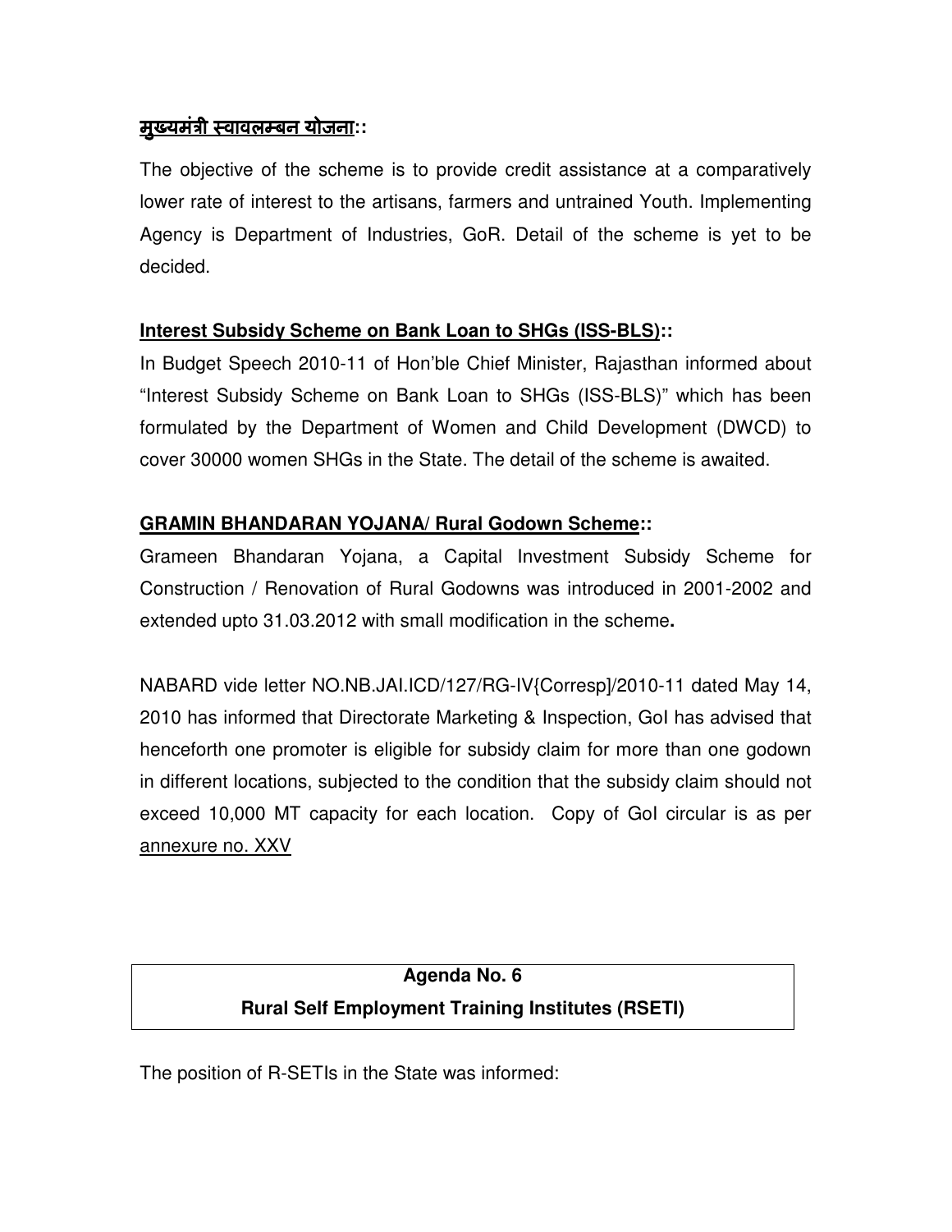**<u>मुख्यमंत्री स्वावलम्बन योजना</u>::**

The objective of the scheme is to provide credit assistance at a comparatively lower rate of interest to the artisans, farmers and untrained Youth. Implementing Agency is Department of Industries, GoR. Detail of the scheme is yet to be decided.

**<u>Interest Subsidy Scheme on Bank Loan to SHGs (ISS-BLS)</u>::**

In Budget Speech 2010-11 of Hon'ble Chief Minister, Rajasthan informed about "Interest Subsidy Scheme on Bank Loan to SHGs (ISS-BLS)" which has been formulated by the Department of Women and Child Development (DWCD) to cover 30000 women SHGs in the State. The detail of the scheme is awaited.

**<u>GRAMIN BHANDARAN YOJANA/ Rural Godown Scheme</u>::**

Grameen Bhandaran Yojana, a Capital Investment Subsidy Scheme for Construction / Renovation of Rural Godowns was introduced in 2001-2002 and extended upto 31.03.2012 with small modification in the scheme**.**

NABARD vide letter NO.NB.JAI.ICD/127/RG-IV{Corresp]/2010-11 dated May 14, 2010 has informed that Directorate Marketing & Inspection, GoI has advised that henceforth one promoter is eligible for subsidy claim for more than one godown in different locations, subjected to the condition that the subsidy claim should not exceed 10,000 MT capacity for each location. Copy of GoI circular is as per <u>annexure no. XXV</u>

## Agenda No. 6
## Rural Self Employment Training Institutes (RSETI)

The position of R-SETIs in the State was informed: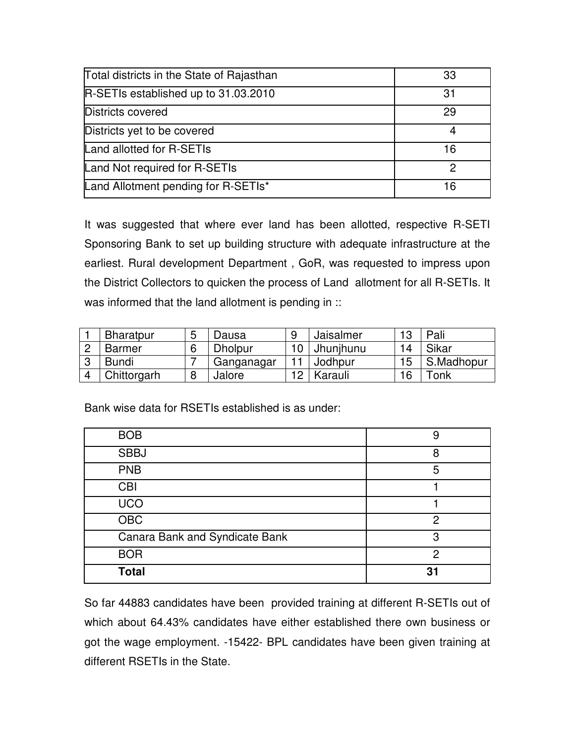| Total districts in the State of Rajasthan | 33 |
|---|---|
| R-SETIs established up to 31.03.2010 | 31 |
| Districts covered | 29 |
| Districts yet to be covered | 4 |
| Land allotted for R-SETIs | 16 |
| Land Not required for R-SETIs | 2 |
| Land Allotment pending for R-SETIs* | 16 |

It was suggested that where ever land has been allotted, respective R-SETI Sponsoring Bank to set up building structure with adequate infrastructure at the earliest. Rural development Department , GoR, was requested to impress upon the District Collectors to quicken the process of Land allotment for all R-SETIs. It was informed that the land allotment is pending in ::

| 1 | Bharatpur | 5 | Dausa | 9 | Jaisalmer | 13 | Pali |
|---|---|---|---|---|---|---|---|
| 2 | Barmer | 6 | Dholpur | 10 | Jhunjhunu | 14 | Sikar |
| 3 | Bundi | 7 | Ganganagar | 11 | Jodhpur | 15 | S.Madhopur |
| 4 | Chittorgarh | 8 | Jalore | 12 | Karauli | 16 | Tonk |

Bank wise data for RSETIs established is as under:

| BOB | 9 |
|---|---|
| SBBJ | 8 |
| PNB | 5 |
| CBI | 1 |
| UCO | 1 |
| OBC | 2 |
| Canara Bank and Syndicate Bank | 3 |
| BOR | 2 |
| **Total** | **31** |

So far 44883 candidates have been provided training at different R-SETIs out of which about 64.43% candidates have either established there own business or got the wage employment. -15422- BPL candidates have been given training at different RSETIs in the State.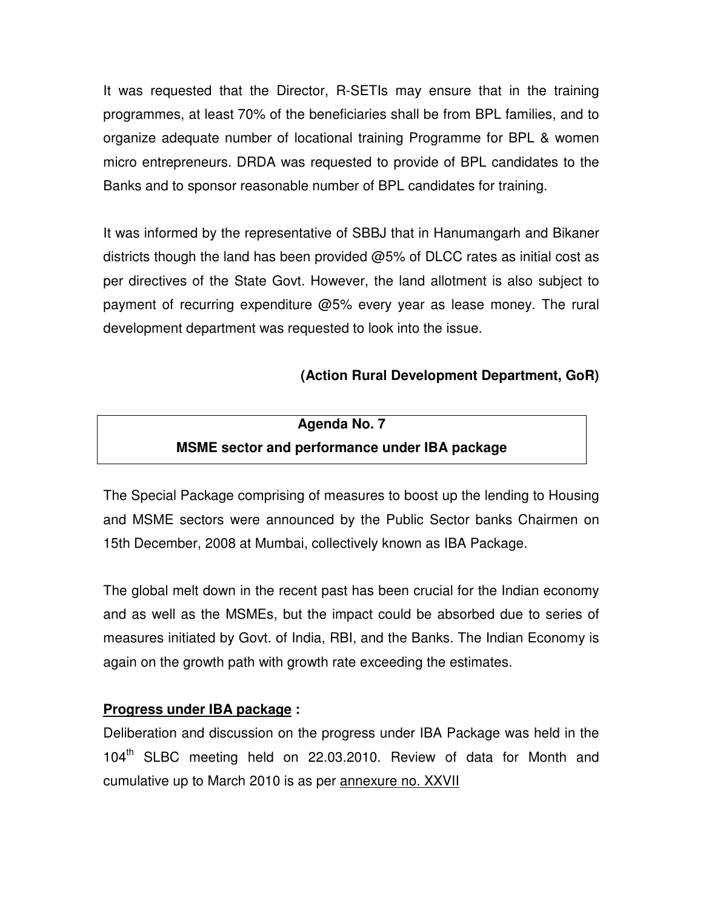It was requested that the Director, R-SETIs may ensure that in the training programmes, at least 70% of the beneficiaries shall be from BPL families, and to organize adequate number of locational training Programme for BPL & women micro entrepreneurs. DRDA was requested to provide of BPL candidates to the Banks and to sponsor reasonable number of BPL candidates for training.

It was informed by the representative of SBBJ that in Hanumangarh and Bikaner districts though the land has been provided @5% of DLCC rates as initial cost as per directives of the State Govt. However, the land allotment is also subject to payment of recurring expenditure @5% every year as lease money. The rural development department was requested to look into the issue.

**(Action Rural Development Department, GoR)**

## Agenda No. 7
## MSME sector and performance under IBA package

The Special Package comprising of measures to boost up the lending to Housing and MSME sectors were announced by the Public Sector banks Chairmen on 15th December, 2008 at Mumbai, collectively known as IBA Package.

The global melt down in the recent past has been crucial for the Indian economy and as well as the MSMEs, but the impact could be absorbed due to series of measures initiated by Govt. of India, RBI, and the Banks. The Indian Economy is again on the growth path with growth rate exceeding the estimates.

**Progress under IBA package :**

Deliberation and discussion on the progress under IBA Package was held in the 104th SLBC meeting held on 22.03.2010. Review of data for Month and cumulative up to March 2010 is as per annexure no. XXVII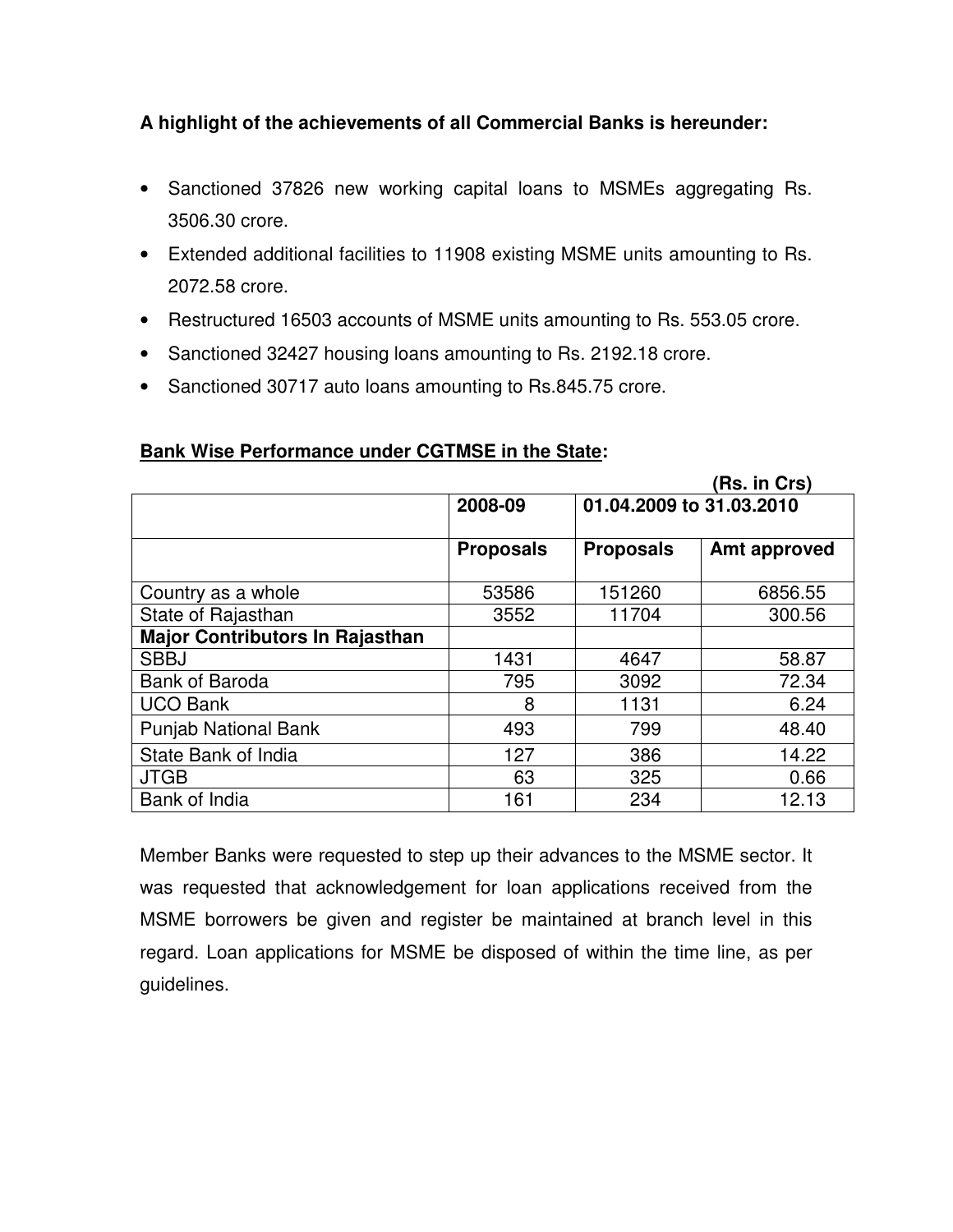**A highlight of the achievements of all Commercial Banks is hereunder:**

- Sanctioned 37826 new working capital loans to MSMEs aggregating Rs. 3506.30 crore.
- Extended additional facilities to 11908 existing MSME units amounting to Rs. 2072.58 crore.
- Restructured 16503 accounts of MSME units amounting to Rs. 553.05 crore.
- Sanctioned 32427 housing loans amounting to Rs. 2192.18 crore.
- Sanctioned 30717 auto loans amounting to Rs.845.75 crore.

**Bank Wise Performance under CGTMSE in the State:**

(Rs. in Crs)

| | 2008-09 | 01.04.2009 to 31.03.2010 | |
|---|---|---|---|
| | **Proposals** | **Proposals** | **Amt approved** |
| Country as a whole | 53586 | 151260 | 6856.55 |
| State of Rajasthan | 3552 | 11704 | 300.56 |
| **Major Contributors In Rajasthan** | | | |
| SBBJ | 1431 | 4647 | 58.87 |
| Bank of Baroda | 795 | 3092 | 72.34 |
| UCO Bank | 8 | 1131 | 6.24 |
| Punjab National Bank | 493 | 799 | 48.40 |
| State Bank of India | 127 | 386 | 14.22 |
| JTGB | 63 | 325 | 0.66 |
| Bank of India | 161 | 234 | 12.13 |

Member Banks were requested to step up their advances to the MSME sector. It was requested that acknowledgement for loan applications received from the MSME borrowers be given and register be maintained at branch level in this regard. Loan applications for MSME be disposed of within the time line, as per guidelines.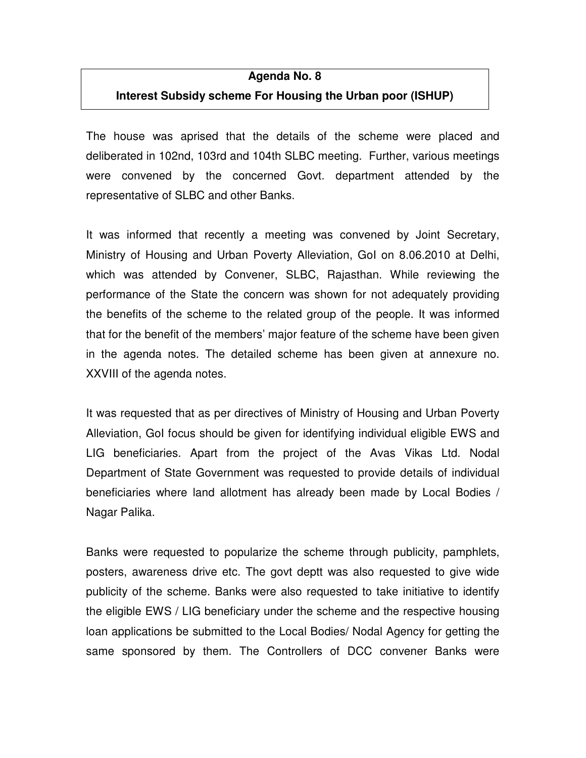## Agenda No. 8
## Interest Subsidy scheme For Housing the Urban poor (ISHUP)

The house was aprised that the details of the scheme were placed and deliberated in 102nd, 103rd and 104th SLBC meeting. Further, various meetings were convened by the concerned Govt. department attended by the representative of SLBC and other Banks.

It was informed that recently a meeting was convened by Joint Secretary, Ministry of Housing and Urban Poverty Alleviation, GoI on 8.06.2010 at Delhi, which was attended by Convener, SLBC, Rajasthan. While reviewing the performance of the State the concern was shown for not adequately providing the benefits of the scheme to the related group of the people. It was informed that for the benefit of the members' major feature of the scheme have been given in the agenda notes. The detailed scheme has been given at annexure no. XXVIII of the agenda notes.

It was requested that as per directives of Ministry of Housing and Urban Poverty Alleviation, GoI focus should be given for identifying individual eligible EWS and LIG beneficiaries. Apart from the project of the Avas Vikas Ltd. Nodal Department of State Government was requested to provide details of individual beneficiaries where land allotment has already been made by Local Bodies / Nagar Palika.

Banks were requested to popularize the scheme through publicity, pamphlets, posters, awareness drive etc. The govt deptt was also requested to give wide publicity of the scheme. Banks were also requested to take initiative to identify the eligible EWS / LIG beneficiary under the scheme and the respective housing loan applications be submitted to the Local Bodies/ Nodal Agency for getting the same sponsored by them. The Controllers of DCC convener Banks were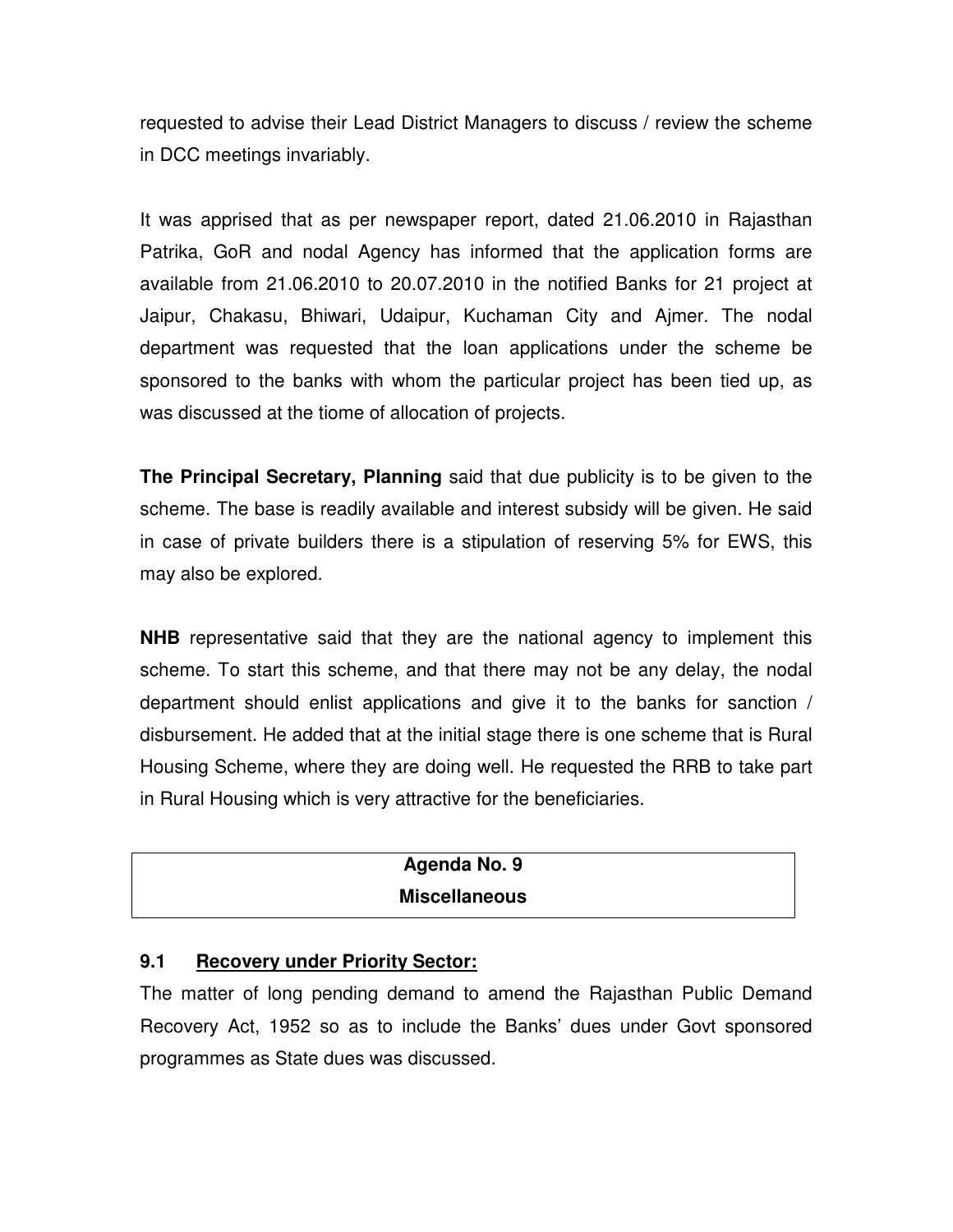requested to advise their Lead District Managers to discuss / review the scheme in DCC meetings invariably.

It was apprised that as per newspaper report, dated 21.06.2010 in Rajasthan Patrika, GoR and nodal Agency has informed that the application forms are available from 21.06.2010 to 20.07.2010 in the notified Banks for 21 project at Jaipur, Chakasu, Bhiwari, Udaipur, Kuchaman City and Ajmer. The nodal department was requested that the loan applications under the scheme be sponsored to the banks with whom the particular project has been tied up, as was discussed at the tiome of allocation of projects.

**The Principal Secretary, Planning** said that due publicity is to be given to the scheme. The base is readily available and interest subsidy will be given. He said in case of private builders there is a stipulation of reserving 5% for EWS, this may also be explored.

**NHB** representative said that they are the national agency to implement this scheme. To start this scheme, and that there may not be any delay, the nodal department should enlist applications and give it to the banks for sanction / disbursement. He added that at the initial stage there is one scheme that is Rural Housing Scheme, where they are doing well. He requested the RRB to take part in Rural Housing which is very attractive for the beneficiaries.

## Agenda No. 9
## Miscellaneous

### 9.1 <u>Recovery under Priority Sector:</u>

The matter of long pending demand to amend the Rajasthan Public Demand Recovery Act, 1952 so as to include the Banks' dues under Govt sponsored programmes as State dues was discussed.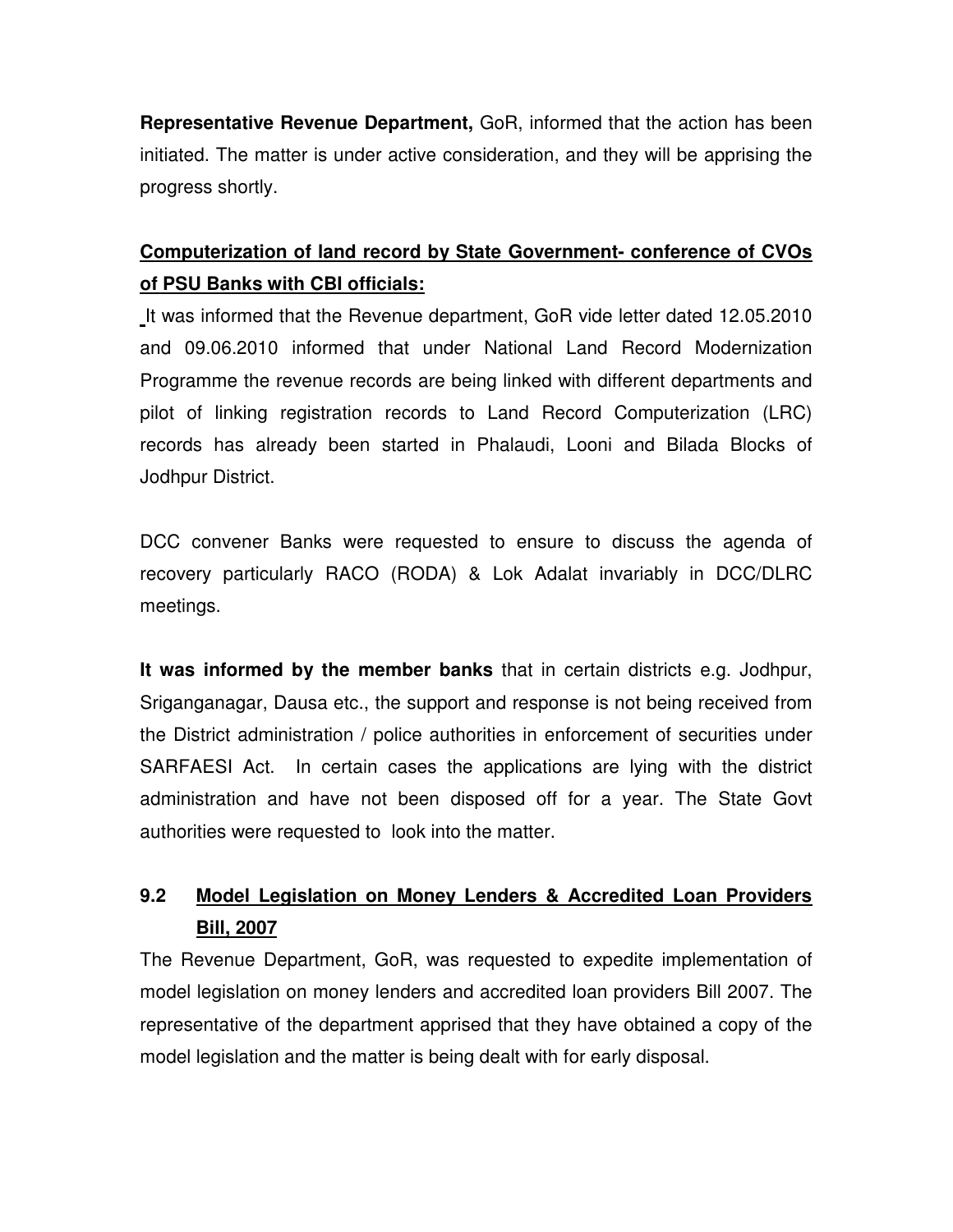**Representative Revenue Department,** GoR, informed that the action has been initiated. The matter is under active consideration, and they will be apprising the progress shortly.

**<u>Computerization of land record by State Government- conference of CVOs of PSU Banks with CBI officials:</u>**

It was informed that the Revenue department, GoR vide letter dated 12.05.2010 and 09.06.2010 informed that under National Land Record Modernization Programme the revenue records are being linked with different departments and pilot of linking registration records to Land Record Computerization (LRC) records has already been started in Phalaudi, Looni and Bilada Blocks of Jodhpur District.

DCC convener Banks were requested to ensure to discuss the agenda of recovery particularly RACO (RODA) & Lok Adalat invariably in DCC/DLRC meetings.

**It was informed by the member banks** that in certain districts e.g. Jodhpur, Sriganganagar, Dausa etc., the support and response is not being received from the District administration / police authorities in enforcement of securities under SARFAESI Act. In certain cases the applications are lying with the district administration and have not been disposed off for a year. The State Govt authorities were requested to look into the matter.

## 9.2 Model Legislation on Money Lenders & Accredited Loan Providers Bill, 2007

The Revenue Department, GoR, was requested to expedite implementation of model legislation on money lenders and accredited loan providers Bill 2007. The representative of the department apprised that they have obtained a copy of the model legislation and the matter is being dealt with for early disposal.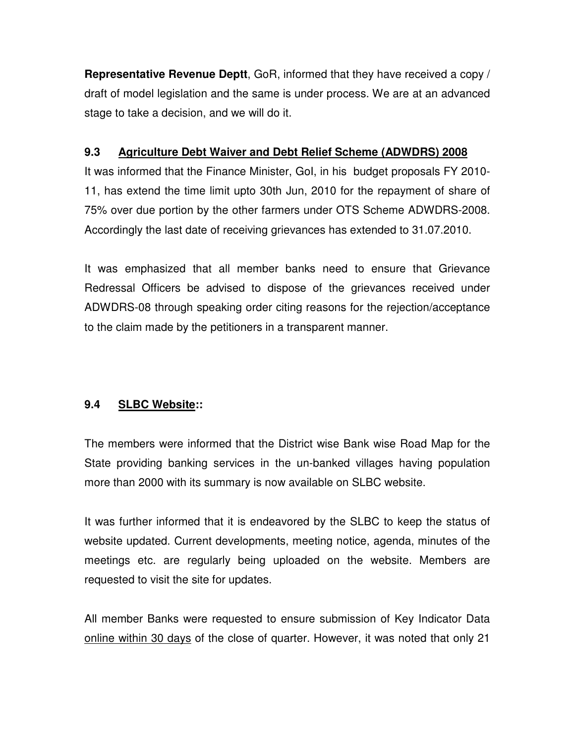**Representative Revenue Deptt**, GoR, informed that they have received a copy / draft of model legislation and the same is under process. We are at an advanced stage to take a decision, and we will do it.

**9.3 Agriculture Debt Waiver and Debt Relief Scheme (ADWDRS) 2008**

It was informed that the Finance Minister, GoI, in his budget proposals FY 2010-11, has extend the time limit upto 30th Jun, 2010 for the repayment of share of 75% over due portion by the other farmers under OTS Scheme ADWDRS-2008. Accordingly the last date of receiving grievances has extended to 31.07.2010.

It was emphasized that all member banks need to ensure that Grievance Redressal Officers be advised to dispose of the grievances received under ADWDRS-08 through speaking order citing reasons for the rejection/acceptance to the claim made by the petitioners in a transparent manner.

**9.4 SLBC Website::**

The members were informed that the District wise Bank wise Road Map for the State providing banking services in the un-banked villages having population more than 2000 with its summary is now available on SLBC website.

It was further informed that it is endeavored by the SLBC to keep the status of website updated. Current developments, meeting notice, agenda, minutes of the meetings etc. are regularly being uploaded on the website. Members are requested to visit the site for updates.

All member Banks were requested to ensure submission of Key Indicator Data online within 30 days of the close of quarter. However, it was noted that only 21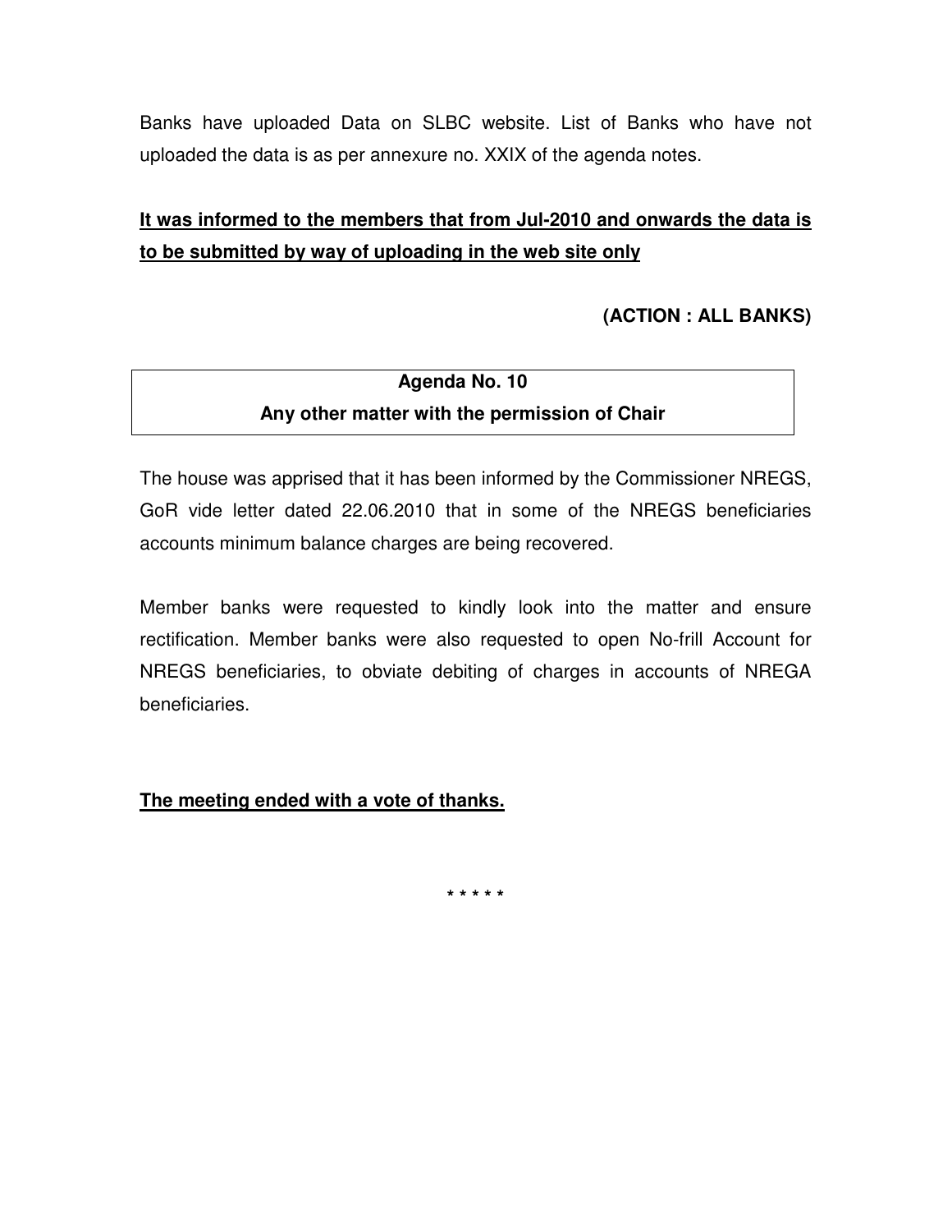Banks have uploaded Data on SLBC website. List of Banks who have not uploaded the data is as per annexure no. XXIX of the agenda notes.

**It was informed to the members that from Jul-2010 and onwards the data is to be submitted by way of uploading in the web site only**

**(ACTION : ALL BANKS)**

## Agenda No. 10
## Any other matter with the permission of Chair

The house was apprised that it has been informed by the Commissioner NREGS, GoR vide letter dated 22.06.2010 that in some of the NREGS beneficiaries accounts minimum balance charges are being recovered.

Member banks were requested to kindly look into the matter and ensure rectification. Member banks were also requested to open No-frill Account for NREGS beneficiaries, to obviate debiting of charges in accounts of NREGA beneficiaries.

**The meeting ended with a vote of thanks.**

* * * * *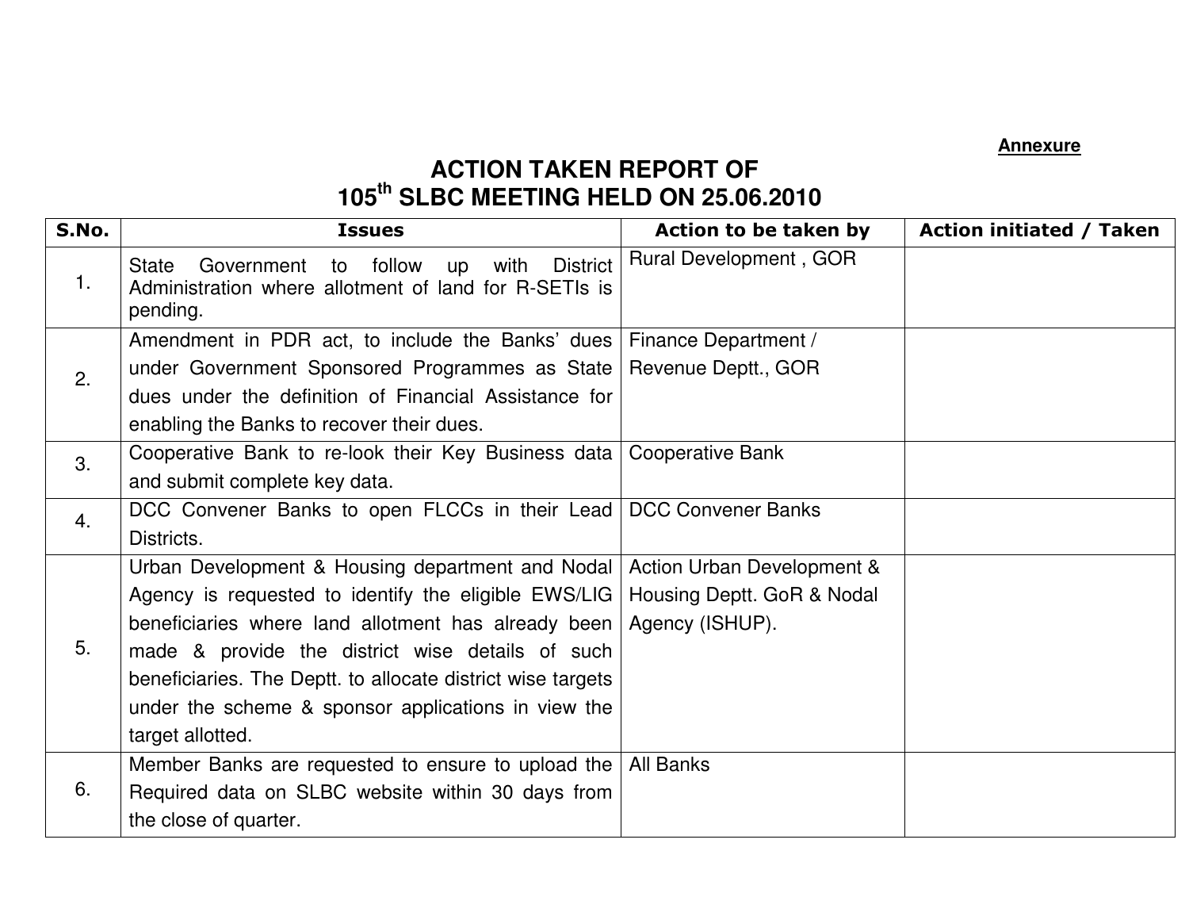**Annexure**

# ACTION TAKEN REPORT OF 105th SLBC MEETING HELD ON 25.06.2010

| S.No. | Issues | Action to be taken by | Action initiated / Taken |
|---|---|---|---|
| 1. | State Government to follow up with District Administration where allotment of land for R-SETIs is pending. | Rural Development , GOR | |
| 2. | Amendment in PDR act, to include the Banks' dues under Government Sponsored Programmes as State dues under the definition of Financial Assistance for enabling the Banks to recover their dues. | Finance Department / Revenue Deptt., GOR | |
| 3. | Cooperative Bank to re-look their Key Business data and submit complete key data. | Cooperative Bank | |
| 4. | DCC Convener Banks to open FLCCs in their Lead Districts. | DCC Convener Banks | |
| 5. | Urban Development & Housing department and Nodal Agency is requested to identify the eligible EWS/LIG beneficiaries where land allotment has already been made & provide the district wise details of such beneficiaries. The Deptt. to allocate district wise targets under the scheme & sponsor applications in view the target allotted. | Action Urban Development & Housing Deptt. GoR & Nodal Agency (ISHUP). | |
| 6. | Member Banks are requested to ensure to upload the Required data on SLBC website within 30 days from the close of quarter. | All Banks | |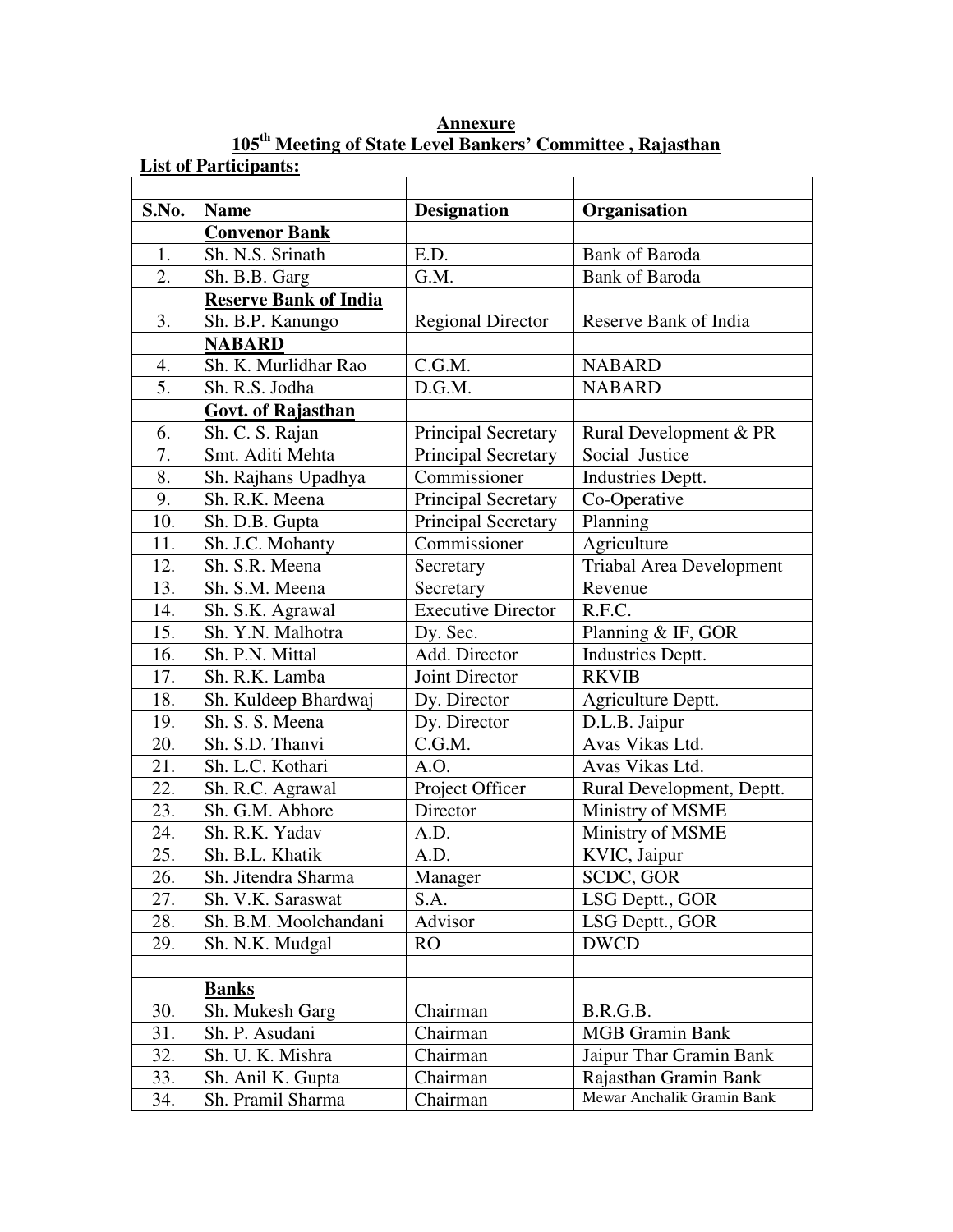**Annexure**

**105th Meeting of State Level Bankers' Committee , Rajasthan**

**List of Participants:**

| S.No. | Name | Designation | Organisation |
|---|---|---|---|
| | **Convenor Bank** | | |
| 1. | Sh. N.S. Srinath | E.D. | Bank of Baroda |
| 2. | Sh. B.B. Garg | G.M. | Bank of Baroda |
| | **Reserve Bank of India** | | |
| 3. | Sh. B.P. Kanungo | Regional Director | Reserve Bank of India |
| | **NABARD** | | |
| 4. | Sh. K. Murlidhar Rao | C.G.M. | NABARD |
| 5. | Sh. R.S. Jodha | D.G.M. | NABARD |
| | **Govt. of Rajasthan** | | |
| 6. | Sh. C. S. Rajan | Principal Secretary | Rural Development & PR |
| 7. | Smt. Aditi Mehta | Principal Secretary | Social Justice |
| 8. | Sh. Rajhans Upadhya | Commissioner | Industries Deptt. |
| 9. | Sh. R.K. Meena | Principal Secretary | Co-Operative |
| 10. | Sh. D.B. Gupta | Principal Secretary | Planning |
| 11. | Sh. J.C. Mohanty | Commissioner | Agriculture |
| 12. | Sh. S.R. Meena | Secretary | Triabal Area Development |
| 13. | Sh. S.M. Meena | Secretary | Revenue |
| 14. | Sh. S.K. Agrawal | Executive Director | R.F.C. |
| 15. | Sh. Y.N. Malhotra | Dy. Sec. | Planning & IF, GOR |
| 16. | Sh. P.N. Mittal | Add. Director | Industries Deptt. |
| 17. | Sh. R.K. Lamba | Joint Director | RKVIB |
| 18. | Sh. Kuldeep Bhardwaj | Dy. Director | Agriculture Deptt. |
| 19. | Sh. S. S. Meena | Dy. Director | D.L.B. Jaipur |
| 20. | Sh. S.D. Thanvi | C.G.M. | Avas Vikas Ltd. |
| 21. | Sh. L.C. Kothari | A.O. | Avas Vikas Ltd. |
| 22. | Sh. R.C. Agrawal | Project Officer | Rural Development, Deptt. |
| 23. | Sh. G.M. Abhore | Director | Ministry of MSME |
| 24. | Sh. R.K. Yadav | A.D. | Ministry of MSME |
| 25. | Sh. B.L. Khatik | A.D. | KVIC, Jaipur |
| 26. | Sh. Jitendra Sharma | Manager | SCDC, GOR |
| 27. | Sh. V.K. Saraswat | S.A. | LSG Deptt., GOR |
| 28. | Sh. B.M. Moolchandani | Advisor | LSG Deptt., GOR |
| 29. | Sh. N.K. Mudgal | RO | DWCD |
| | | | |
| | **Banks** | | |
| 30. | Sh. Mukesh Garg | Chairman | B.R.G.B. |
| 31. | Sh. P. Asudani | Chairman | MGB Gramin Bank |
| 32. | Sh. U. K. Mishra | Chairman | Jaipur Thar Gramin Bank |
| 33. | Sh. Anil K. Gupta | Chairman | Rajasthan Gramin Bank |
| 34. | Sh. Pramil Sharma | Chairman | Mewar Anchalik Gramin Bank |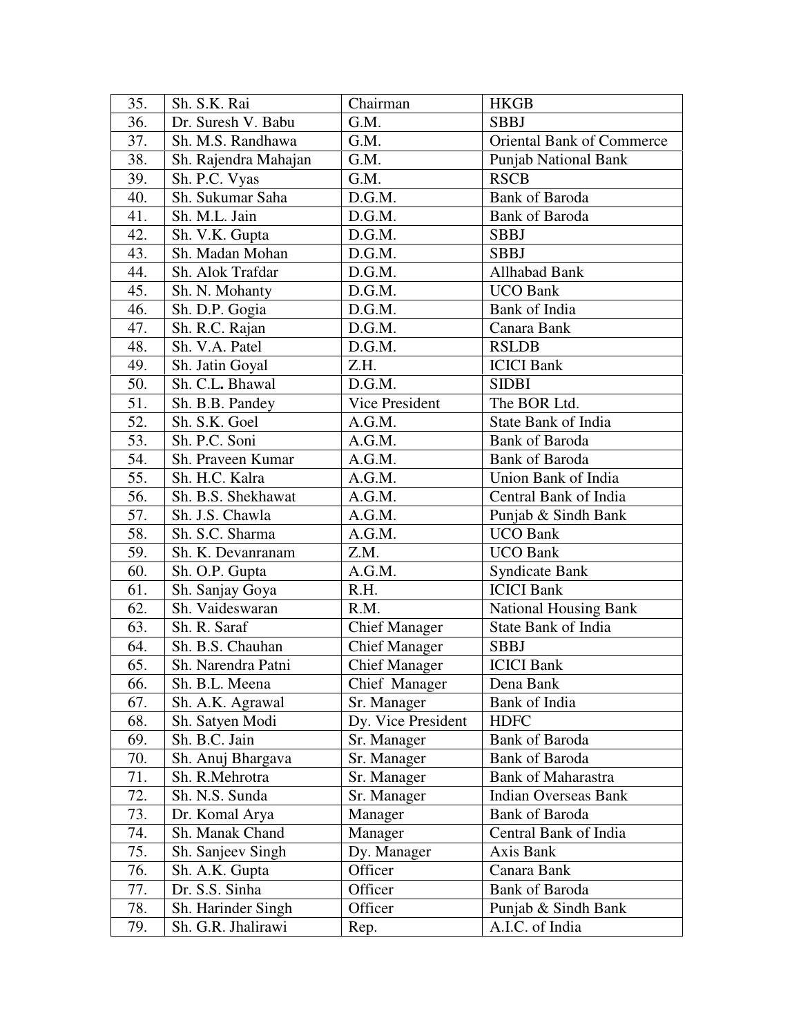| | | | |
|---|---|---|---|
| 35. | Sh. S.K. Rai | Chairman | HKGB |
| 36. | Dr. Suresh V. Babu | G.M. | SBBJ |
| 37. | Sh. M.S. Randhawa | G.M. | Oriental Bank of Commerce |
| 38. | Sh. Rajendra Mahajan | G.M. | Punjab National Bank |
| 39. | Sh. P.C. Vyas | G.M. | RSCB |
| 40. | Sh. Sukumar Saha | D.G.M. | Bank of Baroda |
| 41. | Sh. M.L. Jain | D.G.M. | Bank of Baroda |
| 42. | Sh. V.K. Gupta | D.G.M. | SBBJ |
| 43. | Sh. Madan Mohan | D.G.M. | SBBJ |
| 44. | Sh. Alok Trafdar | D.G.M. | Allhabad Bank |
| 45. | Sh. N. Mohanty | D.G.M. | UCO Bank |
| 46. | Sh. D.P. Gogia | D.G.M. | Bank of India |
| 47. | Sh. R.C. Rajan | D.G.M. | Canara Bank |
| 48. | Sh. V.A. Patel | D.G.M. | RSLDB |
| 49. | Sh. Jatin Goyal | Z.H. | ICICI Bank |
| 50. | Sh. C.L. Bhawal | D.G.M. | SIDBI |
| 51. | Sh. B.B. Pandey | Vice President | The BOR Ltd. |
| 52. | Sh. S.K. Goel | A.G.M. | State Bank of India |
| 53. | Sh. P.C. Soni | A.G.M. | Bank of Baroda |
| 54. | Sh. Praveen Kumar | A.G.M. | Bank of Baroda |
| 55. | Sh. H.C. Kalra | A.G.M. | Union Bank of India |
| 56. | Sh. B.S. Shekhawat | A.G.M. | Central Bank of India |
| 57. | Sh. J.S. Chawla | A.G.M. | Punjab & Sindh Bank |
| 58. | Sh. S.C. Sharma | A.G.M. | UCO Bank |
| 59. | Sh. K. Devanranam | Z.M. | UCO Bank |
| 60. | Sh. O.P. Gupta | A.G.M. | Syndicate Bank |
| 61. | Sh. Sanjay Goya | R.H. | ICICI Bank |
| 62. | Sh. Vaideswaran | R.M. | National Housing Bank |
| 63. | Sh. R. Saraf | Chief Manager | State Bank of India |
| 64. | Sh. B.S. Chauhan | Chief Manager | SBBJ |
| 65. | Sh. Narendra Patni | Chief Manager | ICICI Bank |
| 66. | Sh. B.L. Meena | Chief Manager | Dena Bank |
| 67. | Sh. A.K. Agrawal | Sr. Manager | Bank of India |
| 68. | Sh. Satyen Modi | Dy. Vice President | HDFC |
| 69. | Sh. B.C. Jain | Sr. Manager | Bank of Baroda |
| 70. | Sh. Anuj Bhargava | Sr. Manager | Bank of Baroda |
| 71. | Sh. R.Mehrotra | Sr. Manager | Bank of Maharastra |
| 72. | Sh. N.S. Sunda | Sr. Manager | Indian Overseas Bank |
| 73. | Dr. Komal Arya | Manager | Bank of Baroda |
| 74. | Sh. Manak Chand | Manager | Central Bank of India |
| 75. | Sh. Sanjeev Singh | Dy. Manager | Axis Bank |
| 76. | Sh. A.K. Gupta | Officer | Canara Bank |
| 77. | Dr. S.S. Sinha | Officer | Bank of Baroda |
| 78. | Sh. Harinder Singh | Officer | Punjab & Sindh Bank |
| 79. | Sh. G.R. Jhalirawi | Rep. | A.I.C. of India |